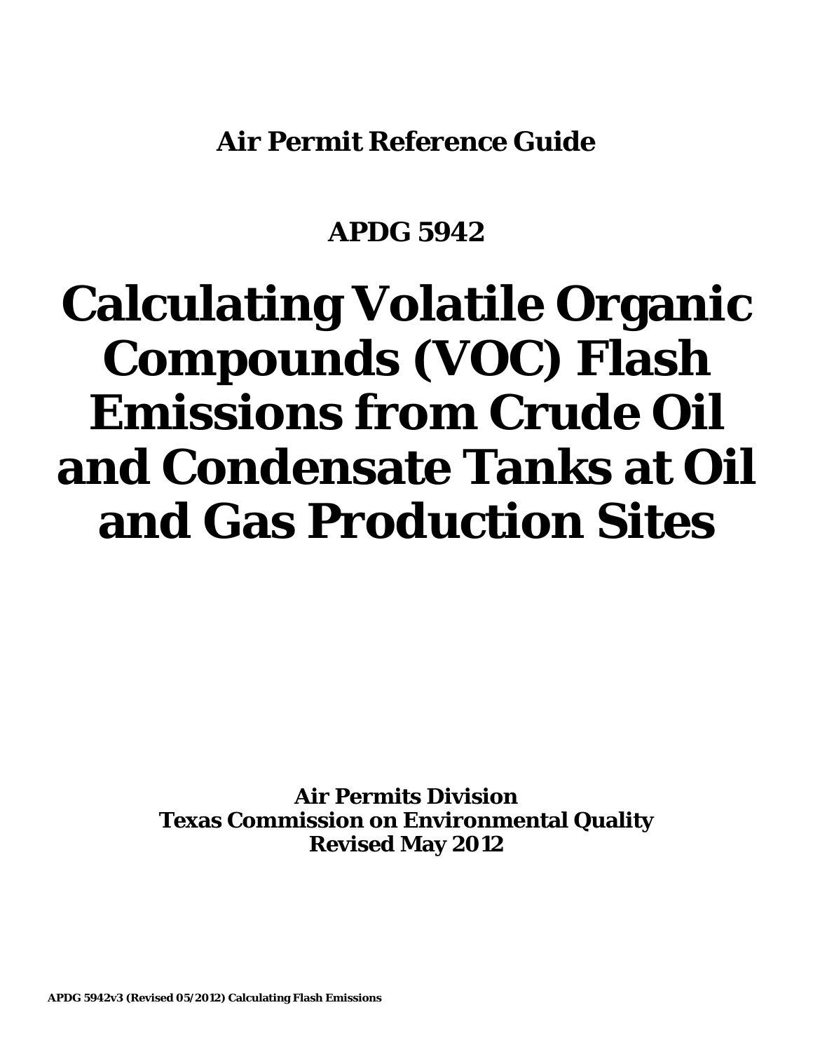**Air Permit Reference Guide**

**APDG 5942**

# Calculating Volatile Organic Compounds (VOC) Flash Emissions from Crude Oil and Condensate Tanks at Oil and Gas Production Sites

**Air Permits Division**
**Texas Commission on Environmental Quality**
**Revised May 2012**

**APDG 5942v3 (Revised 05/2012) Calculating Flash Emissions**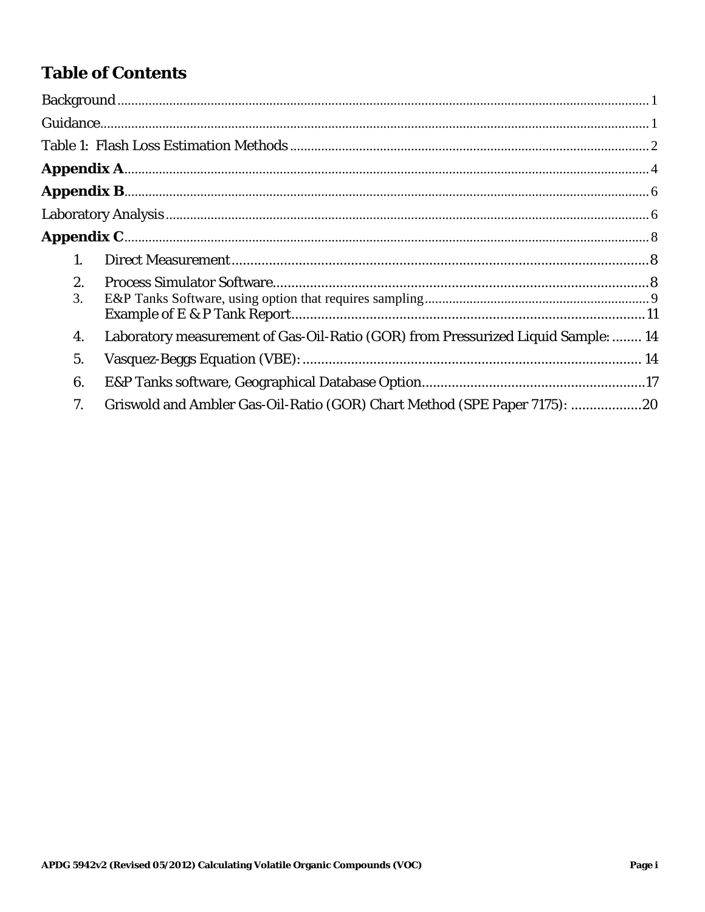# Table of Contents

Background........................................................................................................................................1

Guidance.............................................................................................................................................1

Table 1: Flash Loss Estimation Methods.......................................................................................2

**Appendix A**......................................................................................................................................4

**Appendix B**......................................................................................................................................6

Laboratory Analysis..........................................................................................................................6

**Appendix C**......................................................................................................................................8

1. Direct Measurement.................................................................................................................8
2. Process Simulator Software.....................................................................................................8
3. E&P Tanks Software, using option that requires sampling...................................................9
   Example of E & P Tank Report...............................................................................................11
4. Laboratory measurement of Gas-Oil-Ratio (GOR) from Pressurized Liquid Sample: ........ 14
5. Vasquez-Beggs Equation (VBE): .......................................................................................... 14
6. E&P Tanks software, Geographical Database Option...........................................................17
7. Griswold and Ambler Gas-Oil-Ratio (GOR) Chart Method (SPE Paper 7175): ..................20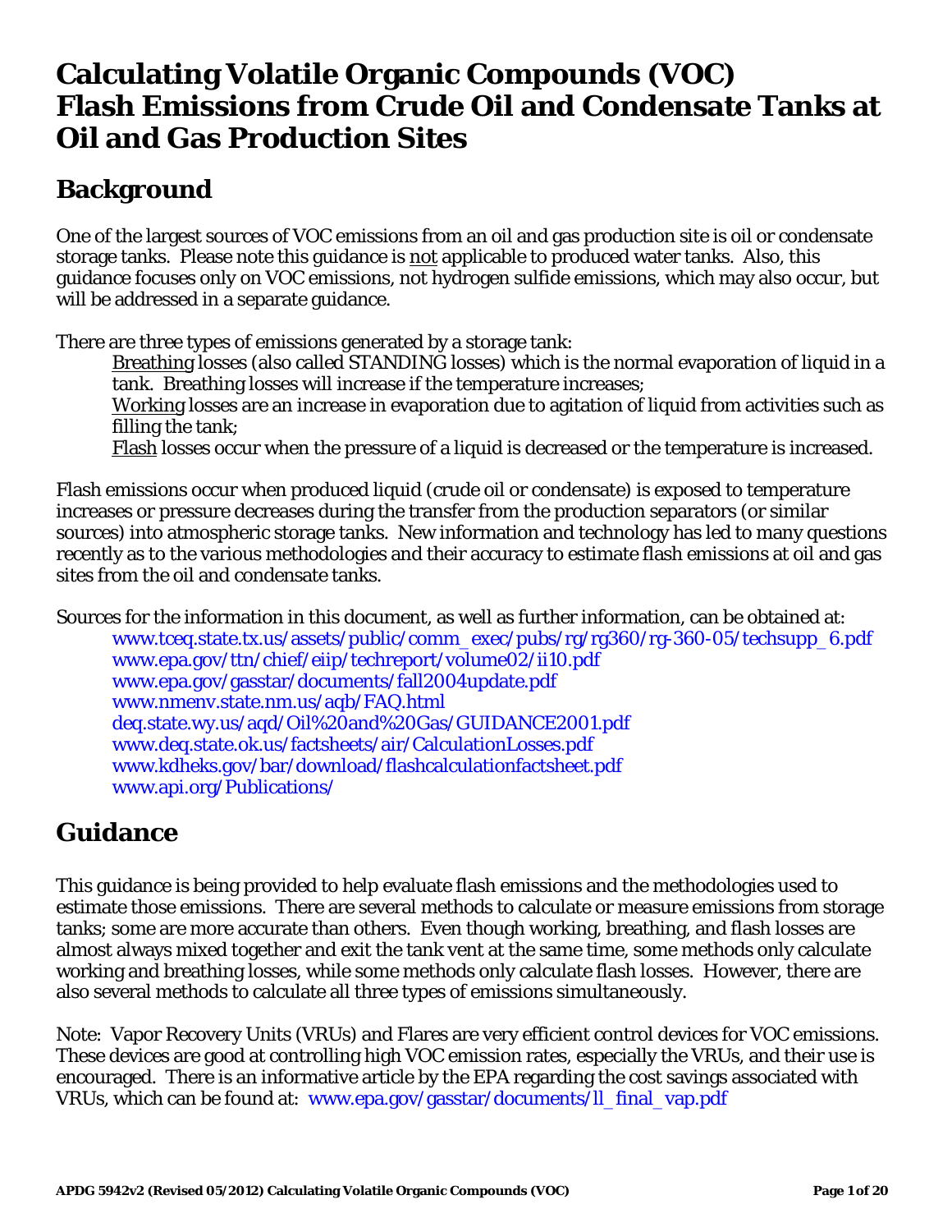# Calculating Volatile Organic Compounds (VOC) Flash Emissions from Crude Oil and Condensate Tanks at Oil and Gas Production Sites

## Background

One of the largest sources of VOC emissions from an oil and gas production site is oil or condensate storage tanks. Please note this guidance is not applicable to produced water tanks. Also, this guidance focuses only on VOC emissions, not hydrogen sulfide emissions, which may also occur, but will be addressed in a separate guidance.

There are three types of emissions generated by a storage tank:

Breathing losses (also called STANDING losses) which is the normal evaporation of liquid in a tank. Breathing losses will increase if the temperature increases;

Working losses are an increase in evaporation due to agitation of liquid from activities such as filling the tank;

Flash losses occur when the pressure of a liquid is decreased or the temperature is increased.

Flash emissions occur when produced liquid (crude oil or condensate) is exposed to temperature increases or pressure decreases during the transfer from the production separators (or similar sources) into atmospheric storage tanks. New information and technology has led to many questions recently as to the various methodologies and their accuracy to estimate flash emissions at oil and gas sites from the oil and condensate tanks.

Sources for the information in this document, as well as further information, can be obtained at:

www.tceq.state.tx.us/assets/public/comm_exec/pubs/rg/rg360/rg-360-05/techsupp_6.pdf
www.epa.gov/ttn/chief/eiip/techreport/volume02/ii10.pdf
www.epa.gov/gasstar/documents/fall2004update.pdf
www.nmenv.state.nm.us/aqb/FAQ.html
deq.state.wy.us/aqd/Oil%20and%20Gas/GUIDANCE2001.pdf
www.deq.state.ok.us/factsheets/air/CalculationLosses.pdf
www.kdheks.gov/bar/download/flashcalculationfactsheet.pdf
www.api.org/Publications/

## Guidance

This guidance is being provided to help evaluate flash emissions and the methodologies used to estimate those emissions. There are several methods to calculate or measure emissions from storage tanks; some are more accurate than others. Even though working, breathing, and flash losses are almost always mixed together and exit the tank vent at the same time, some methods only calculate working and breathing losses, while some methods only calculate flash losses. However, there are also several methods to calculate all three types of emissions simultaneously.

Note: Vapor Recovery Units (VRUs) and Flares are very efficient control devices for VOC emissions. These devices are good at controlling high VOC emission rates, especially the VRUs, and their use is encouraged. There is an informative article by the EPA regarding the cost savings associated with VRUs, which can be found at: www.epa.gov/gasstar/documents/ll_final_vap.pdf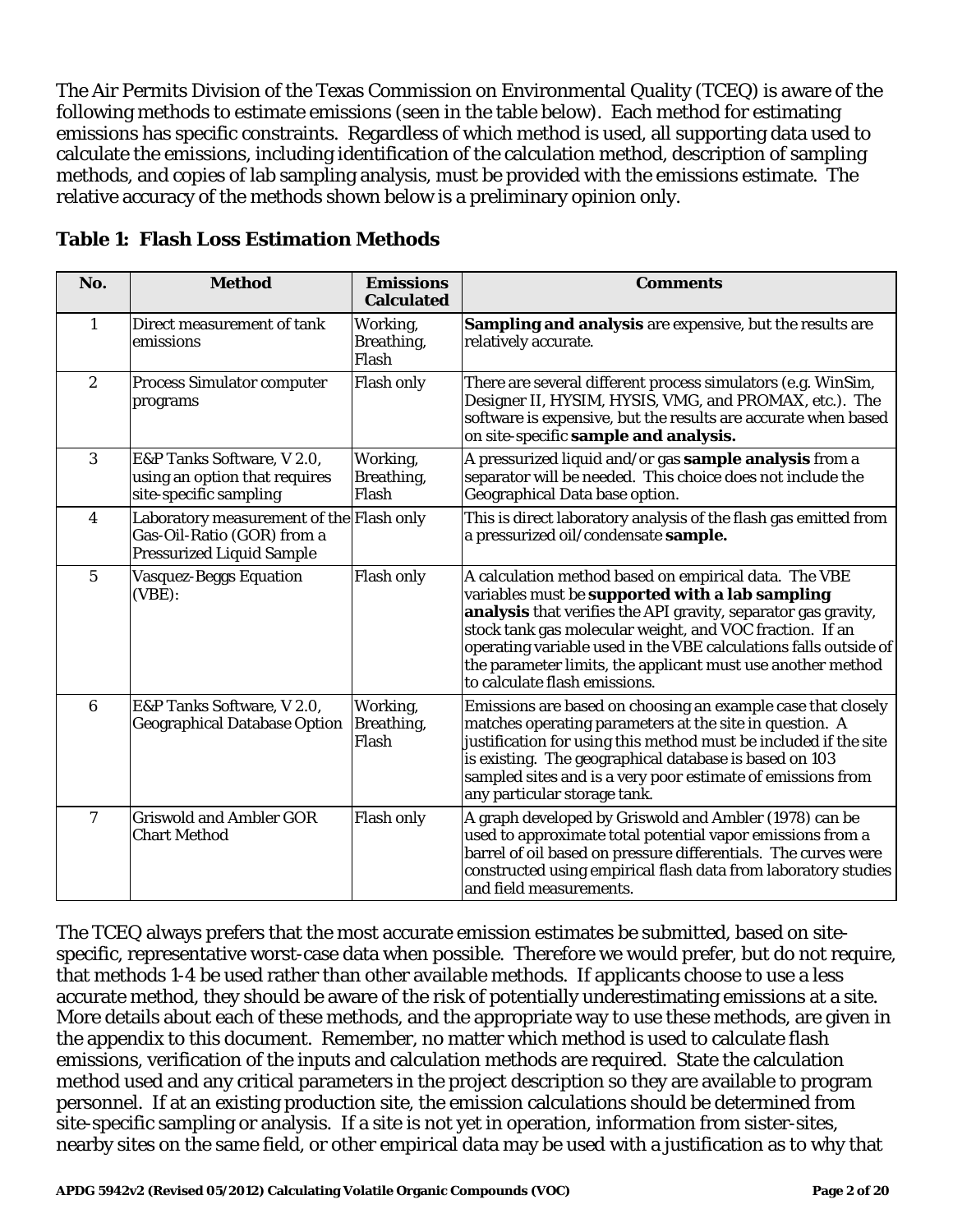The Air Permits Division of the Texas Commission on Environmental Quality (TCEQ) is aware of the following methods to estimate emissions (seen in the table below). Each method for estimating emissions has specific constraints. Regardless of which method is used, all supporting data used to calculate the emissions, including identification of the calculation method, description of sampling methods, and copies of lab sampling analysis, must be provided with the emissions estimate. The relative accuracy of the methods shown below is a preliminary opinion only.

### Table 1: Flash Loss Estimation Methods

| No. | Method | Emissions Calculated | Comments |
|---|---|---|---|
| 1 | Direct measurement of tank emissions | Working, Breathing, Flash | **Sampling and analysis** are expensive, but the results are relatively accurate. |
| 2 | Process Simulator computer programs | Flash only | There are several different process simulators (e.g. WinSim, Designer II, HYSIM, HYSIS, VMG, and PROMAX, etc.). The software is expensive, but the results are accurate when based on site-specific **sample and analysis.** |
| 3 | E&P Tanks Software, V 2.0, using an option that requires site-specific sampling | Working, Breathing, Flash | A pressurized liquid and/or gas **sample analysis** from a separator will be needed. This choice does not include the Geographical Data base option. |
| 4 | Laboratory measurement of the Gas-Oil-Ratio (GOR) from a Pressurized Liquid Sample | Flash only | This is direct laboratory analysis of the flash gas emitted from a pressurized oil/condensate **sample.** |
| 5 | Vasquez-Beggs Equation (VBE): | Flash only | A calculation method based on empirical data. The VBE variables must be **supported with a lab sampling analysis** that verifies the API gravity, separator gas gravity, stock tank gas molecular weight, and VOC fraction. If an operating variable used in the VBE calculations falls outside of the parameter limits, the applicant must use another method to calculate flash emissions. |
| 6 | E&P Tanks Software, V 2.0, Geographical Database Option | Working, Breathing, Flash | Emissions are based on choosing an example case that closely matches operating parameters at the site in question. A justification for using this method must be included if the site is existing. The geographical database is based on 103 sampled sites and is a very poor estimate of emissions from any particular storage tank. |
| 7 | Griswold and Ambler GOR Chart Method | Flash only | A graph developed by Griswold and Ambler (1978) can be used to approximate total potential vapor emissions from a barrel of oil based on pressure differentials. The curves were constructed using empirical flash data from laboratory studies and field measurements. |

The TCEQ always prefers that the most accurate emission estimates be submitted, based on site-specific, representative worst-case data when possible. Therefore we would prefer, but do not require, that methods 1-4 be used rather than other available methods. If applicants choose to use a less accurate method, they should be aware of the risk of potentially underestimating emissions at a site. More details about each of these methods, and the appropriate way to use these methods, are given in the appendix to this document. Remember, no matter which method is used to calculate flash emissions, verification of the inputs and calculation methods are required. State the calculation method used and any critical parameters in the project description so they are available to program personnel. If at an existing production site, the emission calculations should be determined from site-specific sampling or analysis. If a site is not yet in operation, information from sister-sites, nearby sites on the same field, or other empirical data may be used with a justification as to why that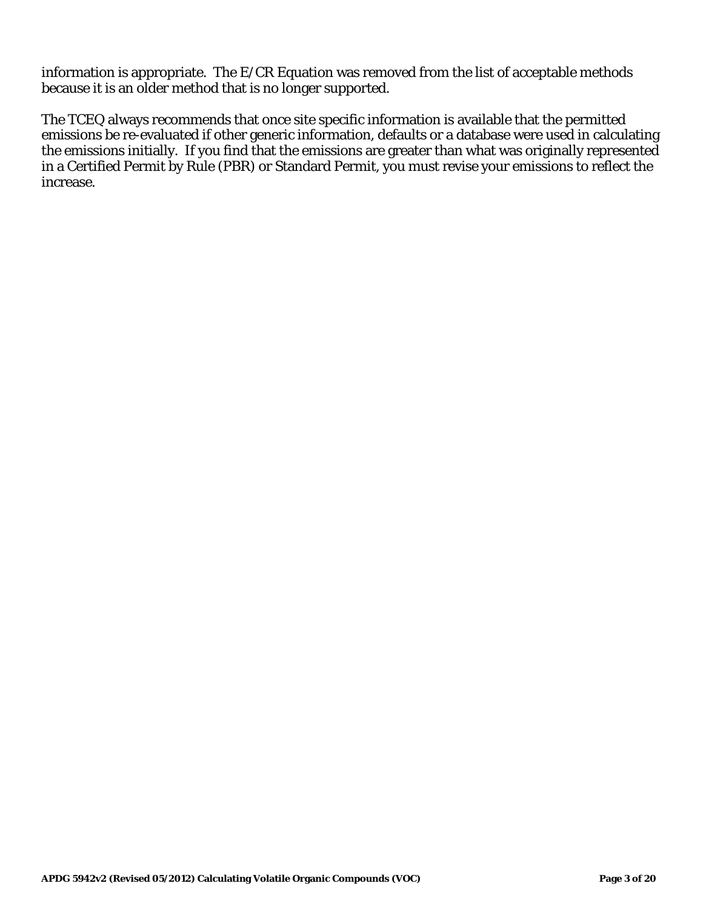information is appropriate. The E/CR Equation was removed from the list of acceptable methods because it is an older method that is no longer supported.

The TCEQ always recommends that once site specific information is available that the permitted emissions be re-evaluated if other generic information, defaults or a database were used in calculating the emissions initially. If you find that the emissions are greater than what was originally represented in a Certified Permit by Rule (PBR) or Standard Permit, you must revise your emissions to reflect the increase.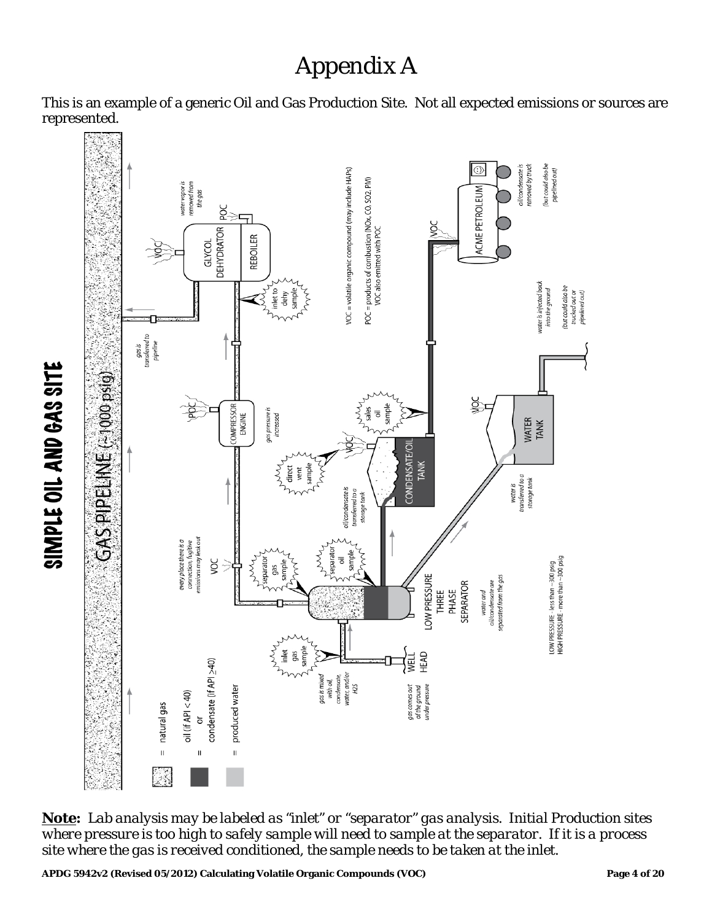# Appendix A

This is an example of a generic Oil and Gas Production Site. Not all expected emissions or sources are represented.

SIMPLE OIL AND GAS SITE

GAS PIPELINE (~1000 psig)

= natural gas

= oil (if API < 40) or condensate (if API ≥40)

= produced water

gas comes out of the ground under pressure

WELL HEAD

gas is mixed with oil, condensate, water, and/or H2S

inlet gas sample

LOW PRESSURE THREE PHASE SEPARATOR

water and oil/condensate are separated from the gas

separator gas sample

separator oil sample

every place there is a connection, fugitive emissions may leak out

VOC

oil/condensate is transferred to a storage tank

CONDENSATE/OIL TANK

direct vent sample

VOC

sales oil sample

water is transferred to a storage tank

WATER TANK

VOC

water is injected back into the ground

(but could also be trucked out or pipelined out)

COMPRESSOR ENGINE

POC

gas pressure is increased

inlet to dehy sample

GLYCOL DEHYDRATOR

REBOILER

VOC

POC

water vapor is removed from the gas

gas is transferred to pipeline

VOC

ACME PETROLEUM

oil/condensate is removed by truck

(but could also be pipelined out)

VOC = volatile organic compound (may include HAPs)

POC = products of combustion (NOx, CO, SO2, PM)

VOC also emitted with POC

LOW PRESSURE - less than ~300 psig

HIGH PRESSURE - more than ~300 psig

**Note:** *Lab analysis may be labeled as "inlet" or "separator" gas analysis. Initial Production sites where pressure is too high to safely sample will need to sample at the separator. If it is a process site where the gas is received conditioned, the sample needs to be taken at the inlet.*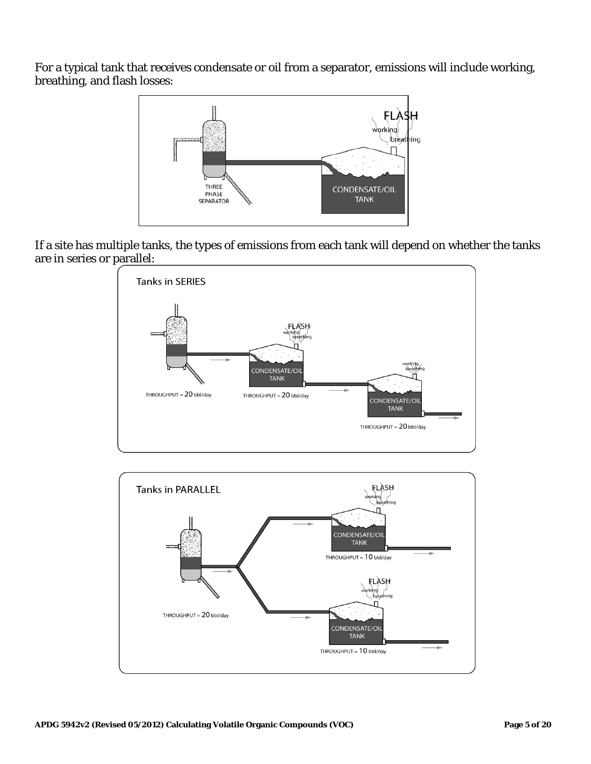For a typical tank that receives condensate or oil from a separator, emissions will include working, breathing, and flash losses:

If a site has multiple tanks, the types of emissions from each tank will depend on whether the tanks are in series or parallel: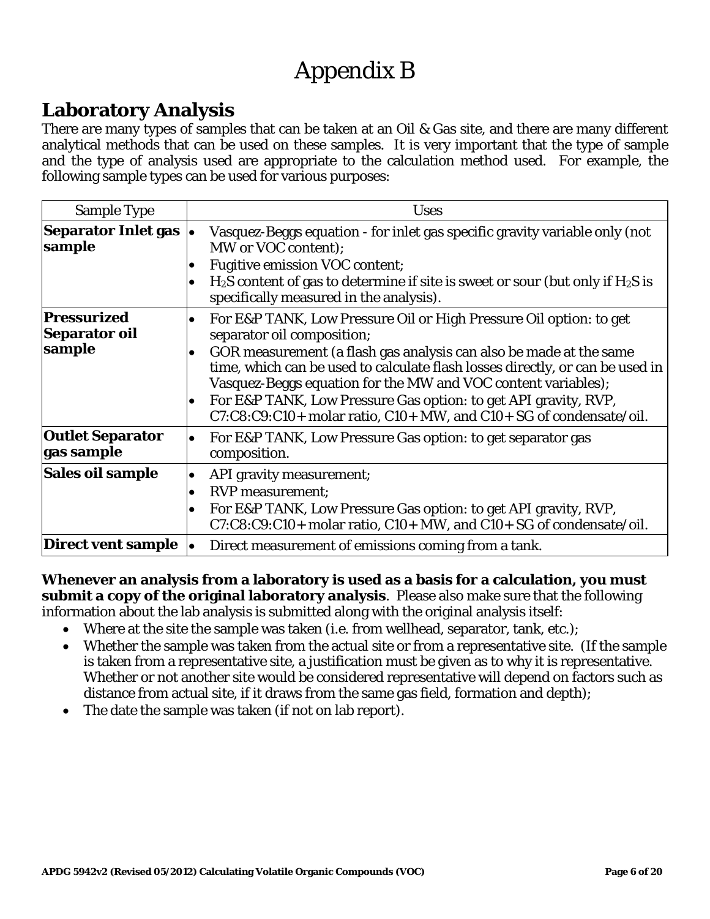# Appendix B

## Laboratory Analysis

There are many types of samples that can be taken at an Oil & Gas site, and there are many different analytical methods that can be used on these samples. It is very important that the type of sample and the type of analysis used are appropriate to the calculation method used. For example, the following sample types can be used for various purposes:

| Sample Type | Uses |
|---|---|
| **Separator Inlet gas sample** | • Vasquez-Beggs equation - for inlet gas specific gravity variable only (not MW or VOC content);<br>• Fugitive emission VOC content;<br>• $H_2S$ content of gas to determine if site is sweet or sour (but only if $H_2S$ is specifically measured in the analysis). |
| **Pressurized Separator oil sample** | • For E&P TANK, Low Pressure Oil or High Pressure Oil option: to get separator oil composition;<br>• GOR measurement (a flash gas analysis can also be made at the same time, which can be used to calculate flash losses directly, or can be used in Vasquez-Beggs equation for the MW and VOC content variables);<br>• For E&P TANK, Low Pressure Gas option: to get API gravity, RVP, C7:C8:C9:C10+ molar ratio, C10+ MW, and C10+ SG of condensate/oil. |
| **Outlet Separator gas sample** | • For E&P TANK, Low Pressure Gas option: to get separator gas composition. |
| **Sales oil sample** | • API gravity measurement;<br>• RVP measurement;<br>• For E&P TANK, Low Pressure Gas option: to get API gravity, RVP, C7:C8:C9:C10+ molar ratio, C10+ MW, and C10+ SG of condensate/oil. |
| **Direct vent sample** | • Direct measurement of emissions coming from a tank. |

**Whenever an analysis from a laboratory is used as a basis for a calculation, you must submit a copy of the original laboratory analysis**. Please also make sure that the following information about the lab analysis is submitted along with the original analysis itself:

- Where at the site the sample was taken (i.e. from wellhead, separator, tank, etc.);
- Whether the sample was taken from the actual site or from a representative site. (If the sample is taken from a representative site, a justification must be given as to why it is representative. Whether or not another site would be considered representative will depend on factors such as distance from actual site, if it draws from the same gas field, formation and depth);
- The date the sample was taken (if not on lab report).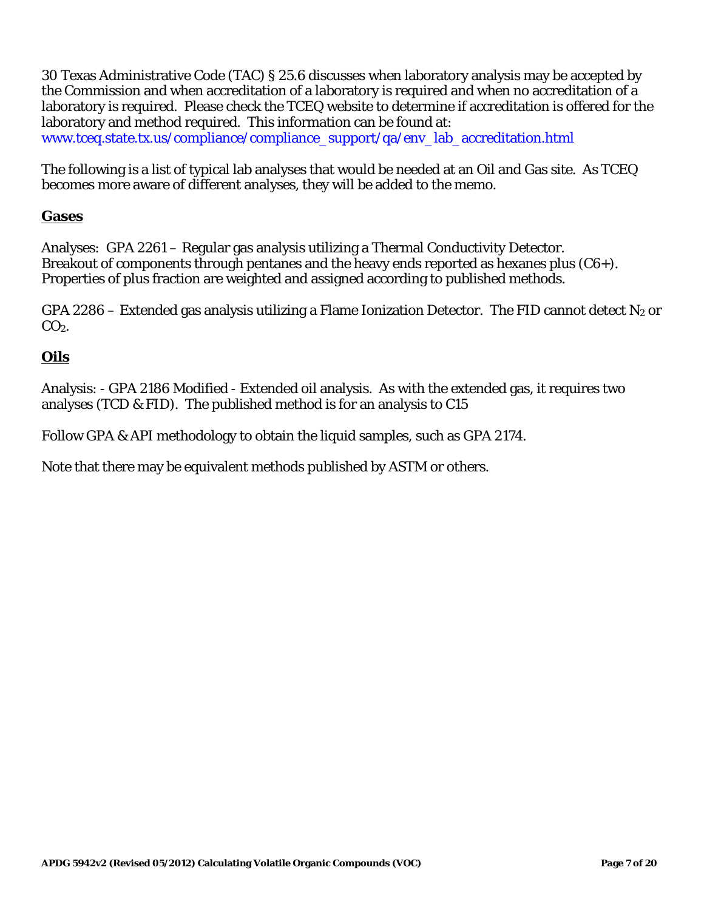30 Texas Administrative Code (TAC) § 25.6 discusses when laboratory analysis may be accepted by the Commission and when accreditation of a laboratory is required and when no accreditation of a laboratory is required. Please check the TCEQ website to determine if accreditation is offered for the laboratory and method required. This information can be found at: www.tceq.state.tx.us/compliance/compliance_support/qa/env_lab_accreditation.html

The following is a list of typical lab analyses that would be needed at an Oil and Gas site. As TCEQ becomes more aware of different analyses, they will be added to the memo.

## Gases

Analyses: GPA 2261 – Regular gas analysis utilizing a Thermal Conductivity Detector. Breakout of components through pentanes and the heavy ends reported as hexanes plus (C6+). Properties of plus fraction are weighted and assigned according to published methods.

GPA 2286 – Extended gas analysis utilizing a Flame Ionization Detector. The FID cannot detect $N_2$ or $CO_2$.

## Oils

Analysis: - GPA 2186 Modified - Extended oil analysis. As with the extended gas, it requires two analyses (TCD & FID). The published method is for an analysis to C15

Follow GPA & API methodology to obtain the liquid samples, such as GPA 2174.

Note that there may be equivalent methods published by ASTM or others.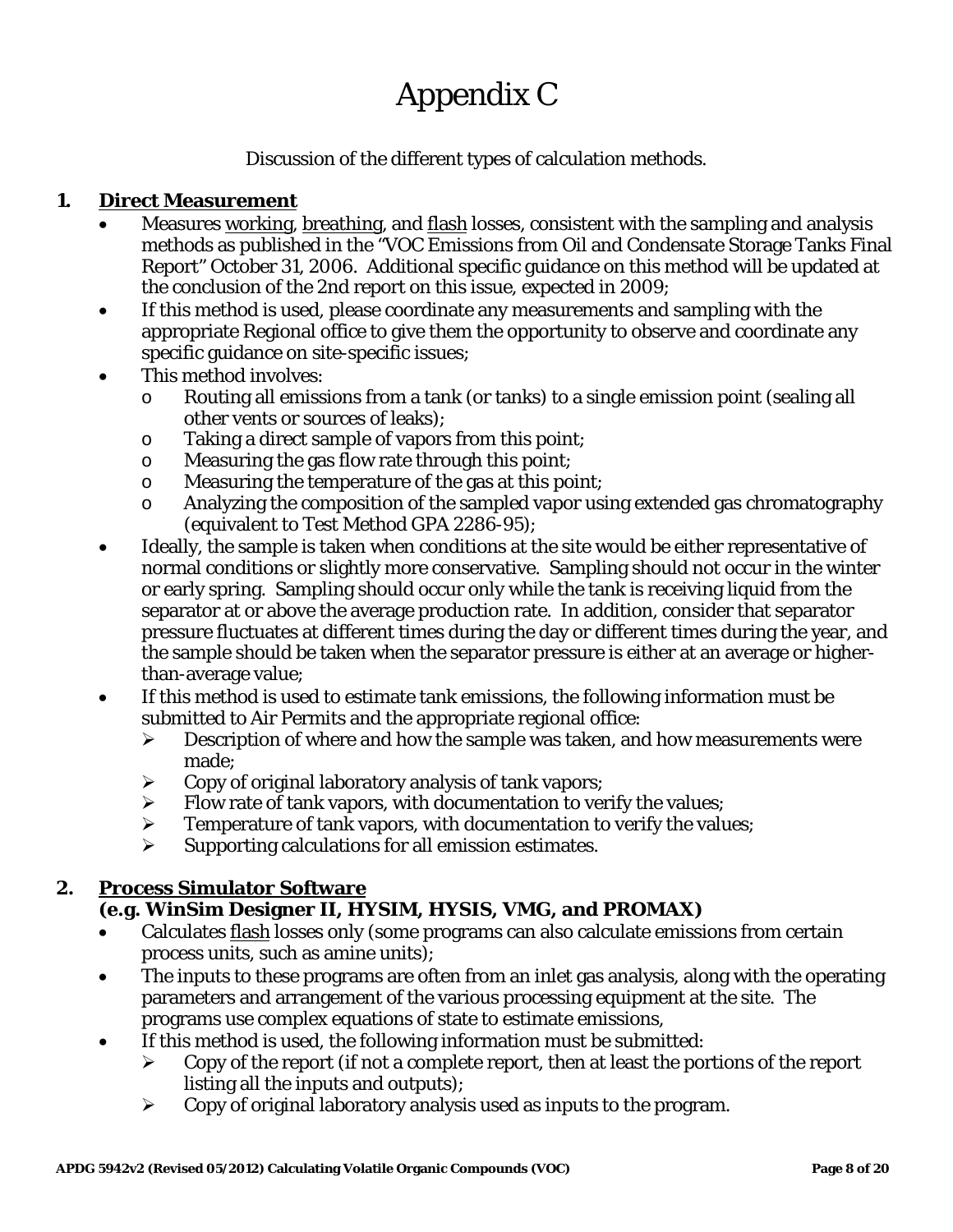# Appendix C

Discussion of the different types of calculation methods.

## 1. Direct Measurement

- Measures working, breathing, and flash losses, consistent with the sampling and analysis methods as published in the "VOC Emissions from Oil and Condensate Storage Tanks Final Report" October 31, 2006. Additional specific guidance on this method will be updated at the conclusion of the 2nd report on this issue, expected in 2009;
- If this method is used, please coordinate any measurements and sampling with the appropriate Regional office to give them the opportunity to observe and coordinate any specific guidance on site-specific issues;
- This method involves:
  - Routing all emissions from a tank (or tanks) to a single emission point (sealing all other vents or sources of leaks);
  - Taking a direct sample of vapors from this point;
  - Measuring the gas flow rate through this point;
  - Measuring the temperature of the gas at this point;
  - Analyzing the composition of the sampled vapor using extended gas chromatography (equivalent to Test Method GPA 2286-95);
- Ideally, the sample is taken when conditions at the site would be either representative of normal conditions or slightly more conservative. Sampling should not occur in the winter or early spring. Sampling should occur only while the tank is receiving liquid from the separator at or above the average production rate. In addition, consider that separator pressure fluctuates at different times during the day or different times during the year, and the sample should be taken when the separator pressure is either at an average or higher-than-average value;
- If this method is used to estimate tank emissions, the following information must be submitted to Air Permits and the appropriate regional office:
  - Description of where and how the sample was taken, and how measurements were made;
  - Copy of original laboratory analysis of tank vapors;
  - Flow rate of tank vapors, with documentation to verify the values;
  - Temperature of tank vapors, with documentation to verify the values;
  - Supporting calculations for all emission estimates.

## 2. Process Simulator Software

**(e.g. WinSim Designer II, HYSIM, HYSIS, VMG, and PROMAX)**

- Calculates flash losses only (some programs can also calculate emissions from certain process units, such as amine units);
- The inputs to these programs are often from an inlet gas analysis, along with the operating parameters and arrangement of the various processing equipment at the site. The programs use complex equations of state to estimate emissions,
- If this method is used, the following information must be submitted:
  - Copy of the report (if not a complete report, then at least the portions of the report listing all the inputs and outputs);
  - Copy of original laboratory analysis used as inputs to the program.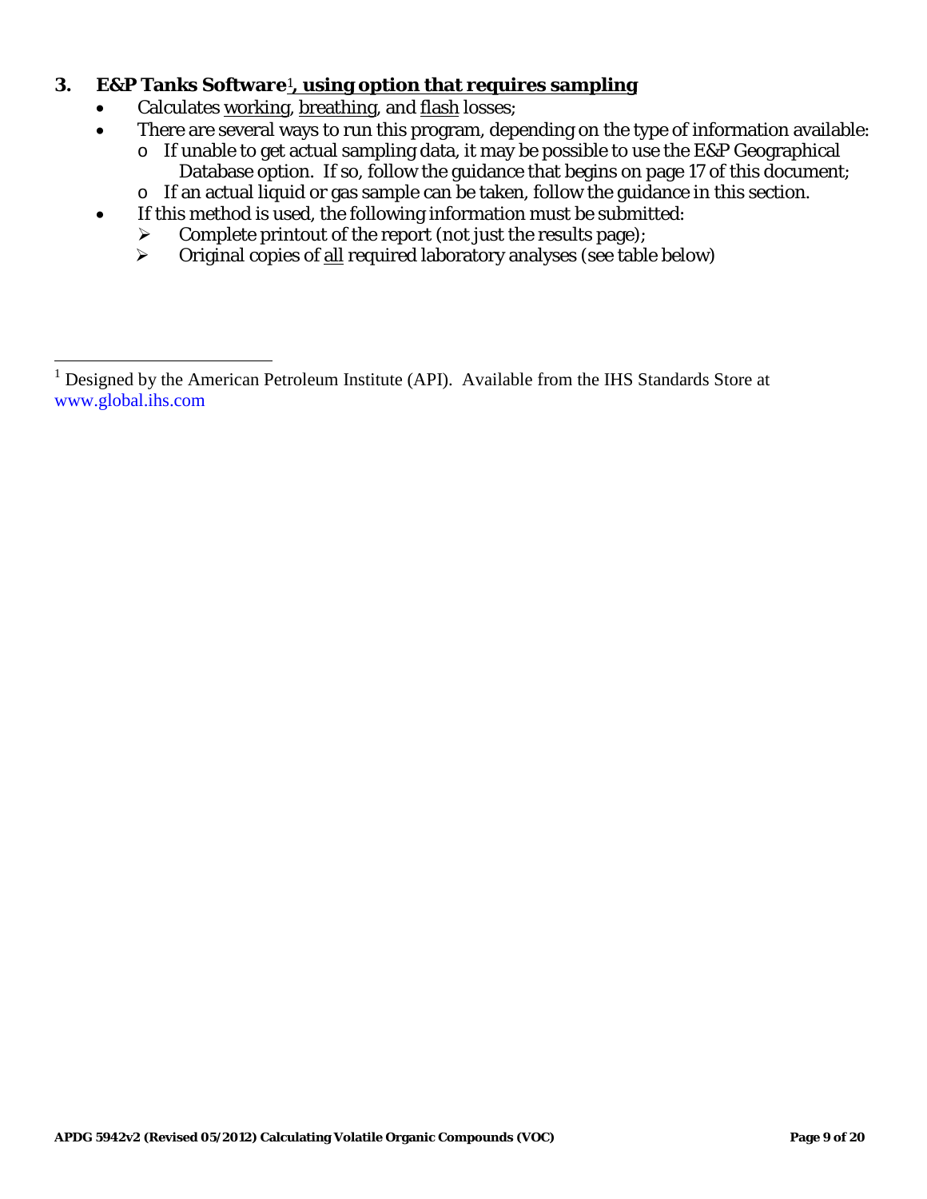### 3. E&P Tanks Software[1], using option that requires sampling

- Calculates working, breathing, and flash losses;
- There are several ways to run this program, depending on the type of information available:
  - If unable to get actual sampling data, it may be possible to use the E&P Geographical Database option. If so, follow the guidance that begins on page 17 of this document;
  - If an actual liquid or gas sample can be taken, follow the guidance in this section.
- If this method is used, the following information must be submitted:
  - Complete printout of the report (not just the results page);
  - Original copies of all required laboratory analyses (see table below)

---

[1] Designed by the American Petroleum Institute (API). Available from the IHS Standards Store at www.global.ihs.com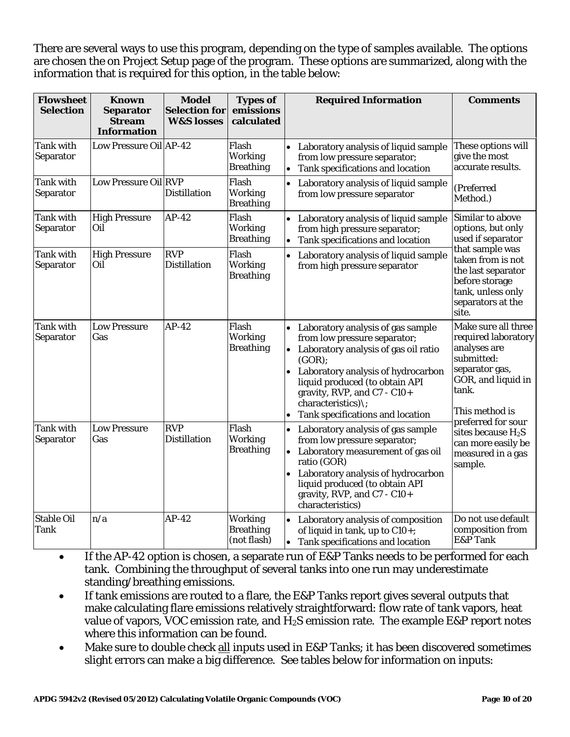There are several ways to use this program, depending on the type of samples available. The options are chosen the on Project Setup page of the program. These options are summarized, along with the information that is required for this option, in the table below:

| Flowsheet Selection | Known Separator Stream Information | Model Selection for W&S losses | Types of emissions calculated | Required Information | Comments |
|---|---|---|---|---|---|
| Tank with Separator | Low Pressure Oil | AP-42 | Flash Working Breathing | • Laboratory analysis of liquid sample from low pressure separator; • Tank specifications and location | These options will give the most accurate results. (Preferred Method.) |
| Tank with Separator | Low Pressure Oil | RVP Distillation | Flash Working Breathing | • Laboratory analysis of liquid sample from low pressure separator | |
| Tank with Separator | High Pressure Oil | AP-42 | Flash Working Breathing | • Laboratory analysis of liquid sample from high pressure separator; • Tank specifications and location | Similar to above options, but only used if separator that sample was taken from is not the last separator before storage tank, unless only separators at the site. |
| Tank with Separator | High Pressure Oil | RVP Distillation | Flash Working Breathing | • Laboratory analysis of liquid sample from high pressure separator | |
| Tank with Separator | Low Pressure Gas | AP-42 | Flash Working Breathing | • Laboratory analysis of gas sample from low pressure separator; • Laboratory analysis of gas oil ratio (GOR); • Laboratory analysis of hydrocarbon liquid produced (to obtain API gravity, RVP, and C7 - C10+ characteristics)\; • Tank specifications and location | Make sure all three required laboratory analyses are submitted: separator gas, GOR, and liquid in tank. This method is preferred for sour sites because $H_2S$ can more easily be measured in a gas sample. |
| Tank with Separator | Low Pressure Gas | RVP Distillation | Flash Working Breathing | • Laboratory analysis of gas sample from low pressure separator; • Laboratory measurement of gas oil ratio (GOR) • Laboratory analysis of hydrocarbon liquid produced (to obtain API gravity, RVP, and C7 - C10+ characteristics) | |
| Stable Oil Tank | n/a | AP-42 | Working Breathing (not flash) | • Laboratory analysis of composition of liquid in tank, up to C10+; • Tank specifications and location | Do not use default composition from E&P Tank |

- If the AP-42 option is chosen, a separate run of E&P Tanks needs to be performed for each tank. Combining the throughput of several tanks into one run may underestimate standing/breathing emissions.
- If tank emissions are routed to a flare, the E&P Tanks report gives several outputs that make calculating flare emissions relatively straightforward: flow rate of tank vapors, heat value of vapors, VOC emission rate, and $H_2S$ emission rate. The example E&P report notes where this information can be found.
- Make sure to double check all inputs used in E&P Tanks; it has been discovered sometimes slight errors can make a big difference. See tables below for information on inputs: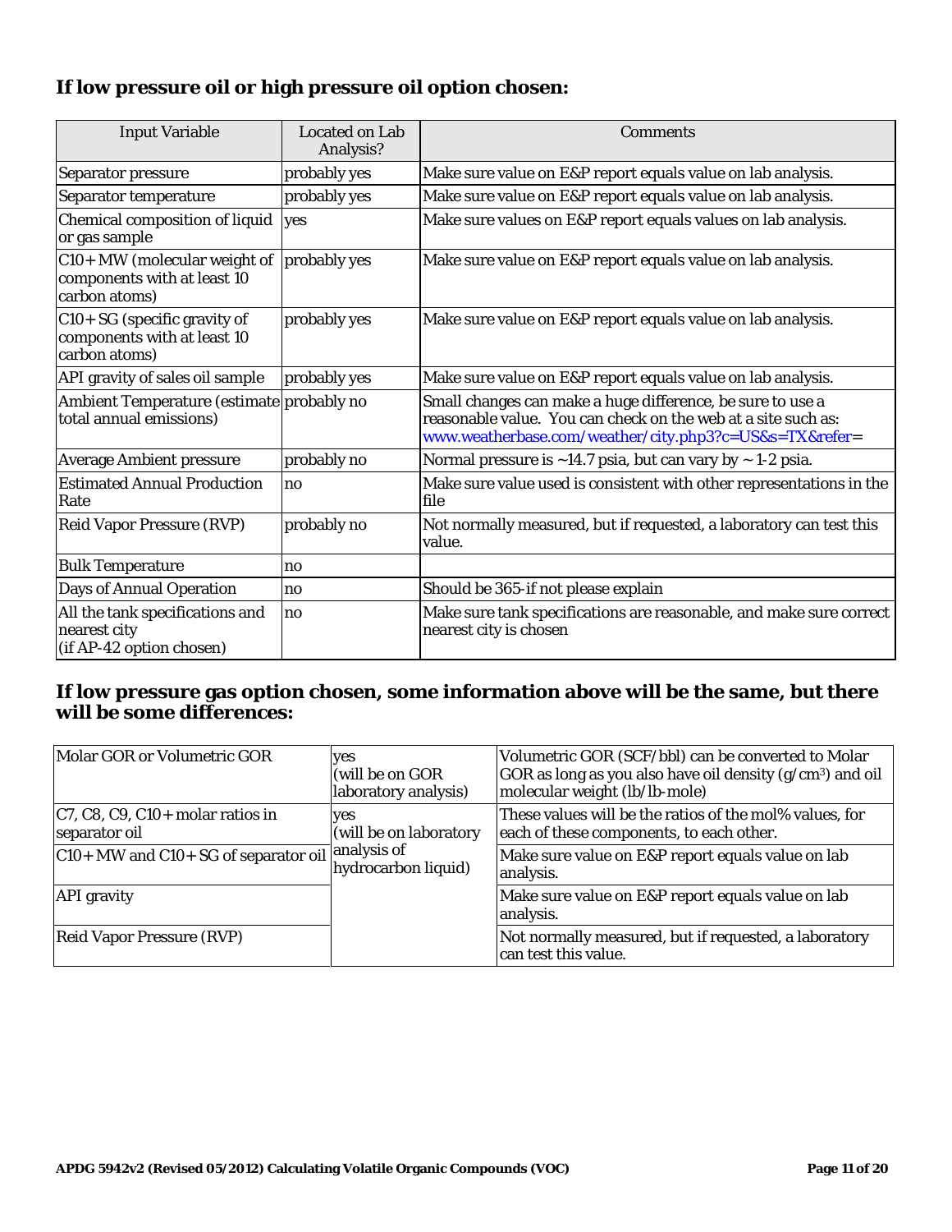## If low pressure oil or high pressure oil option chosen:

| Input Variable | Located on Lab Analysis? | Comments |
|---|---|---|
| Separator pressure | probably yes | Make sure value on E&P report equals value on lab analysis. |
| Separator temperature | probably yes | Make sure value on E&P report equals value on lab analysis. |
| Chemical composition of liquid or gas sample | yes | Make sure values on E&P report equals values on lab analysis. |
| C10+ MW (molecular weight of components with at least 10 carbon atoms) | probably yes | Make sure value on E&P report equals value on lab analysis. |
| C10+ SG (specific gravity of components with at least 10 carbon atoms) | probably yes | Make sure value on E&P report equals value on lab analysis. |
| API gravity of sales oil sample | probably yes | Make sure value on E&P report equals value on lab analysis. |
| Ambient Temperature (estimate total annual emissions) | probably no | Small changes can make a huge difference, be sure to use a reasonable value. You can check on the web at a site such as: www.weatherbase.com/weather/city.php3?c=US&s=TX&refer= |
| Average Ambient pressure | probably no | Normal pressure is ~14.7 psia, but can vary by ~ 1-2 psia. |
| Estimated Annual Production Rate | no | Make sure value used is consistent with other representations in the file |
| Reid Vapor Pressure (RVP) | probably no | Not normally measured, but if requested, a laboratory can test this value. |
| Bulk Temperature | no | |
| Days of Annual Operation | no | Should be 365-if not please explain |
| All the tank specifications and nearest city (if AP-42 option chosen) | no | Make sure tank specifications are reasonable, and make sure correct nearest city is chosen |

## If low pressure gas option chosen, some information above will be the same, but there will be some differences:

| | | |
|---|---|---|
| Molar GOR or Volumetric GOR | yes (will be on GOR laboratory analysis) | Volumetric GOR (SCF/bbl) can be converted to Molar GOR as long as you also have oil density (g/cm$^3$) and oil molecular weight (lb/lb-mole) |
| C7, C8, C9, C10+ molar ratios in separator oil | yes (will be on laboratory analysis of hydrocarbon liquid) | These values will be the ratios of the mol% values, for each of these components, to each other. |
| C10+ MW and C10+ SG of separator oil | | Make sure value on E&P report equals value on lab analysis. |
| API gravity | | Make sure value on E&P report equals value on lab analysis. |
| Reid Vapor Pressure (RVP) | | Not normally measured, but if requested, a laboratory can test this value. |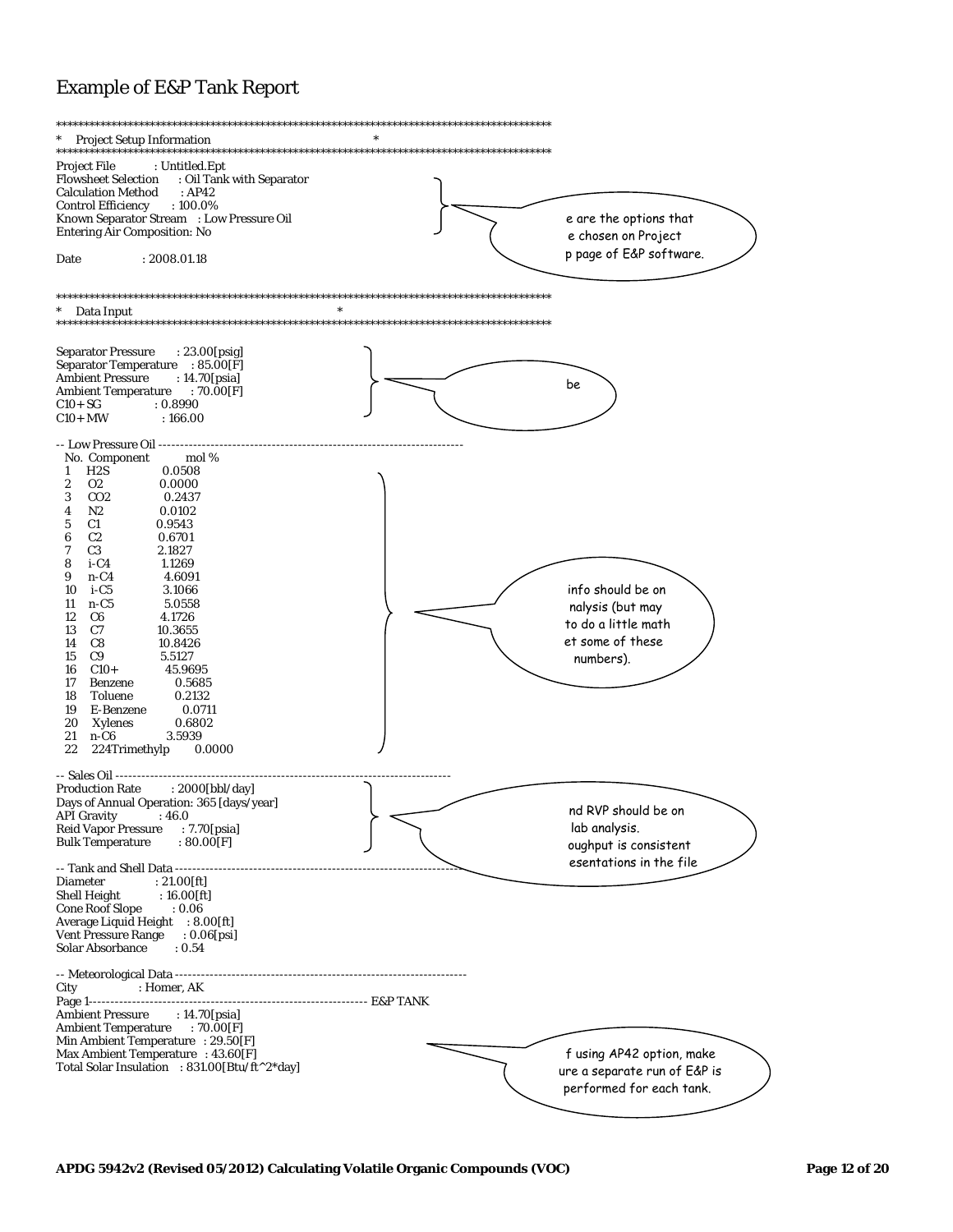# Example of E&P Tank Report

```
********************************************************************************************
*   Project Setup Information                                                              *
********************************************************************************************
Project File          : Untitled.Ept
Flowsheet Selection   : Oil Tank with Separator
Calculation Method    : AP42
Control Efficiency    : 100.0%
Known Separator Stream : Low Pressure Oil
Entering Air Composition: No

Date                  : 2008.01.18
```

> e are the options that e chosen on Project p page of E&P software.

```
********************************************************************************************
*   Data Input                                                                             *
********************************************************************************************

Separator Pressure     : 23.00[psig]
Separator Temperature  : 85.00[F]
Ambient Pressure       : 14.70[psia]
Ambient Temperature    : 70.00[F]
C10+ SG                : 0.8990
C10+ MW                : 166.00
```

> be

```
-- Low Pressure Oil ---------------------------------------------------------------------
  No.  Component        mol %
  1    H2S              0.0508
  2    O2               0.0000
  3    CO2              0.2437
  4    N2               0.0102
  5    C1               0.9543
  6    C2               0.6701
  7    C3               2.1827
  8    i-C4             1.1269
  9    n-C4             4.6091
  10   i-C5             3.1066
  11   n-C5             5.0558
  12   C6               4.1726
  13   C7               10.3655
  14   C8               10.8426
  15   C9               5.5127
  16   C10+             45.9695
  17   Benzene          0.5685
  18   Toluene          0.2132
  19   E-Benzene        0.0711
  20   Xylenes          0.6802
  21   n-C6             3.5939
  22   224Trimethylp    0.0000
```

> info should be on nalysis (but may to do a little math et some of these numbers).

```
-- Sales Oil ------------------------------------------------------------------------------
Production Rate        : 2000[bbl/day]
Days of Annual Operation: 365 [days/year]
API Gravity            : 46.0
Reid Vapor Pressure    : 7.70[psia]
Bulk Temperature       : 80.00[F]
```

> nd RVP should be on lab analysis. oughput is consistent esentations in the file

```
-- Tank and Shell Data ----------------------------------------------------------------------
Diameter               : 21.00[ft]
Shell Height           : 16.00[ft]
Cone Roof Slope        : 0.06
Average Liquid Height  : 8.00[ft]
Vent Pressure Range    : 0.06[psi]
Solar Absorbance       : 0.54

-- Meteorological Data ----------------------------------------------------------------------
City                   : Homer, AK
Page 1--------------------------------------------------------------------- E&P TANK
Ambient Pressure       : 14.70[psia]
Ambient Temperature    : 70.00[F]
Min Ambient Temperature : 29.50[F]
Max Ambient Temperature : 43.60[F]
Total Solar Insulation : 831.00[Btu/ft^2*day]
```

> f using AP42 option, make ure a separate run of E&P is performed for each tank.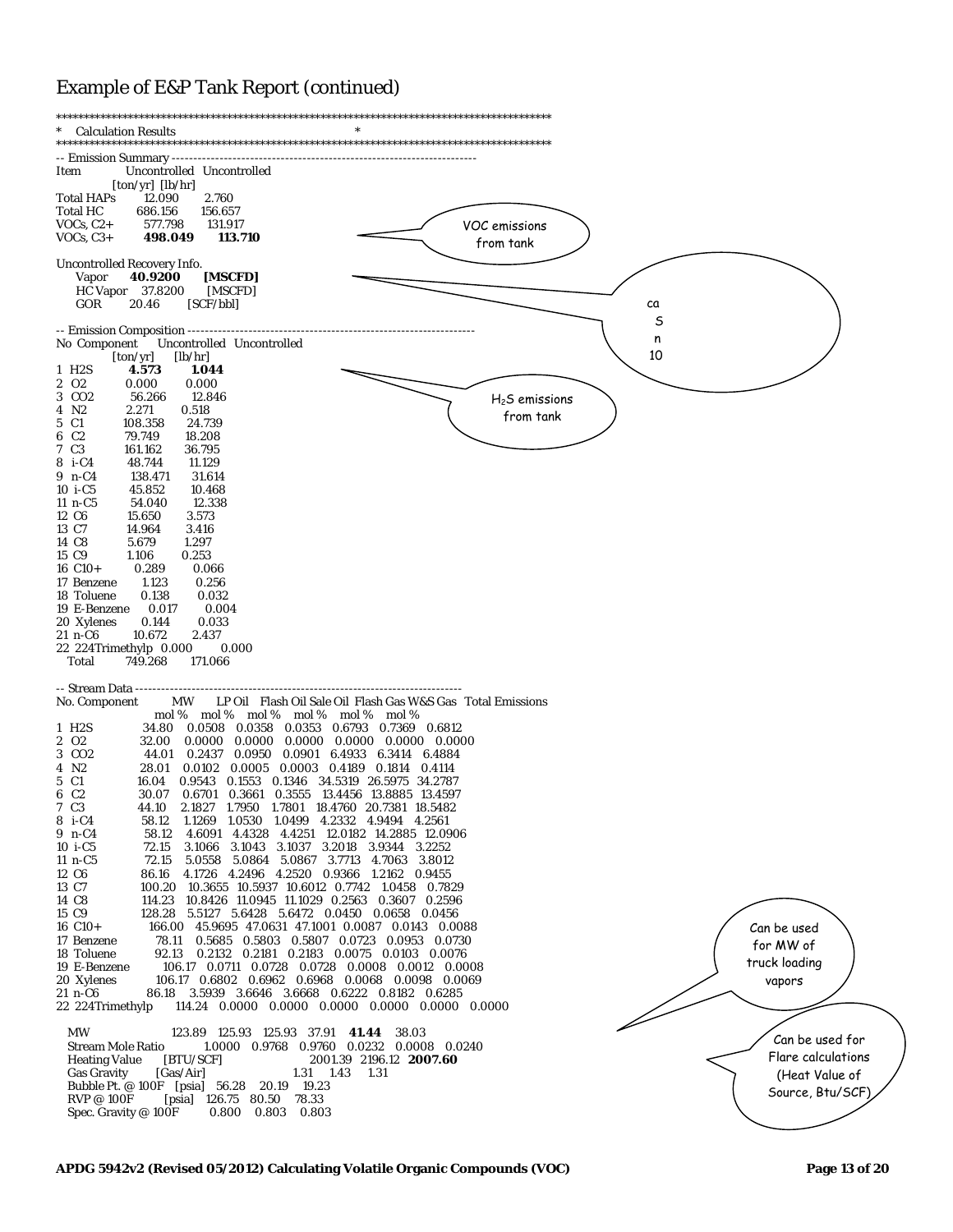# Example of E&P Tank Report (continued)

```
******************************************************************************************
*  Calculation Results                                                                   *
******************************************************************************************
-- Emission Summary ----------------------------------------------------------------------
Item            Uncontrolled   Uncontrolled
                [ton/yr]       [lb/hr]
Total HAPs      12.090         2.760
Total HC        686.156        156.657
VOCs, C2+       577.798        131.917
VOCs, C3+       498.049        113.710

Uncontrolled Recovery Info.
   Vapor      40.9200   [MSCFD]
   HC Vapor   37.8200   [MSCFD]
   GOR        20.46     [SCF/bbl]

-- Emission Composition ------------------------------------------------------------------
No Component       Uncontrolled   Uncontrolled
                   [ton/yr]       [lb/hr]
1  H2S             4.573          1.044
2  O2              0.000          0.000
3  CO2             56.266         12.846
4  N2              2.271          0.518
5  C1              108.358        24.739
6  C2              79.749         18.208
7  C3              161.162        36.795
8  i-C4            48.744         11.129
9  n-C4            138.471        31.614
10 i-C5            45.852         10.468
11 n-C5            54.040         12.338
12 C6              15.650         3.573
13 C7              14.964         3.416
14 C8              5.679          1.297
15 C9              1.106          0.253
16 C10+            0.289          0.066
17 Benzene         1.123          0.256
18 Toluene         0.138          0.032
19 E-Benzene       0.017          0.004
20 Xylenes         0.144          0.033
21 n-C6            10.672         2.437
22 224Trimethylp   0.000          0.000
   Total           749.268        171.066

-- Stream Data ---------------------------------------------------------------------------
No. Component        MW      LP Oil   Flash Oil  Sale Oil  Flash Gas  W&S Gas  Total Emissions
                             mol %    mol %      mol %     mol %      mol %    mol %
1  H2S               34.80   0.0508   0.0358     0.0353    0.6793     0.7369   0.6812
2  O2                32.00   0.0000   0.0000     0.0000    0.0000     0.0000   0.0000
3  CO2               44.01   0.2437   0.0950     0.0901    6.4933     6.3414   6.4884
4  N2                28.01   0.0102   0.0005     0.0003    0.4189     0.1814   0.4114
5  C1                16.04   0.9543   0.1553     0.1346    34.5319    26.5975  34.2787
6  C2                30.07   0.6701   0.3661     0.3555    13.4456    13.8885  13.4597
7  C3                44.10   2.1827   1.7950     1.7801    18.4760    20.7381  18.5482
8  i-C4              58.12   1.1269   1.0530     1.0499    4.2332     4.9494   4.2561
9  n-C4              58.12   4.6091   4.4328     4.4251    12.0182    14.2885  12.0906
10 i-C5              72.15   3.1066   3.1043     3.1037    3.2018     3.9344   3.2252
11 n-C5              72.15   5.0558   5.0864     5.0867    3.7713     4.7063   3.8012
12 C6                86.16   4.1726   4.2496     4.2520    0.9366     1.2162   0.9455
13 C7                100.20  10.3655  10.5937    10.6012   0.7742     1.0458   0.7829
14 C8                114.23  10.8426  11.0945    11.1029   0.2563     0.3607   0.2596
15 C9                128.28  5.5127   5.6428     5.6472    0.0450     0.0658   0.0456
16 C10+              166.00  45.9695  47.0631    47.1001   0.0087     0.0143   0.0088
17 Benzene           78.11   0.5685   0.5803     0.5807    0.0723     0.0953   0.0730
18 Toluene           92.13   0.2132   0.2181     0.2183    0.0075     0.0103   0.0076
19 E-Benzene         106.17  0.0711   0.0728     0.0728    0.0008     0.0012   0.0008
20 Xylenes           106.17  0.6802   0.6962     0.6968    0.0068     0.0098   0.0069
21 n-C6              86.18   3.5939   3.6646     3.6668    0.6222     0.8182   0.6285
22 224Trimethylp     114.24  0.0000   0.0000     0.0000    0.0000     0.0000   0.0000

   MW                        123.89   125.93     125.93    37.91      41.44    38.03
   Stream Mole Ratio         1.0000   0.9768     0.9760    0.0232     0.0008   0.0240
   Heating Value    [BTU/SCF]                              2001.39    2196.12  2007.60
   Gas Gravity      [Gas/Air]                              1.31       1.43     1.31
   Bubble Pt. @ 100F [psia]  56.28    20.19      19.23
   RVP @ 100F       [psia]   126.75   80.50      78.33
   Spec. Gravity @ 100F      0.800    0.803      0.803
```

Callouts:

- VOC emissions from tank (pointing to VOCs, C3+ 498.049 / 113.710)
- ca S n 10 (pointing to Vapor 40.9200 [MSCFD])
- $H_2S$ emissions from tank (pointing to H2S 4.573 / 1.044)
- Can be used for MW of truck loading vapors (pointing to W&S Gas MW 41.44)
- Can be used for Flare calculations (Heat Value of Source, Btu/SCF) (pointing to Heating Value 2007.60)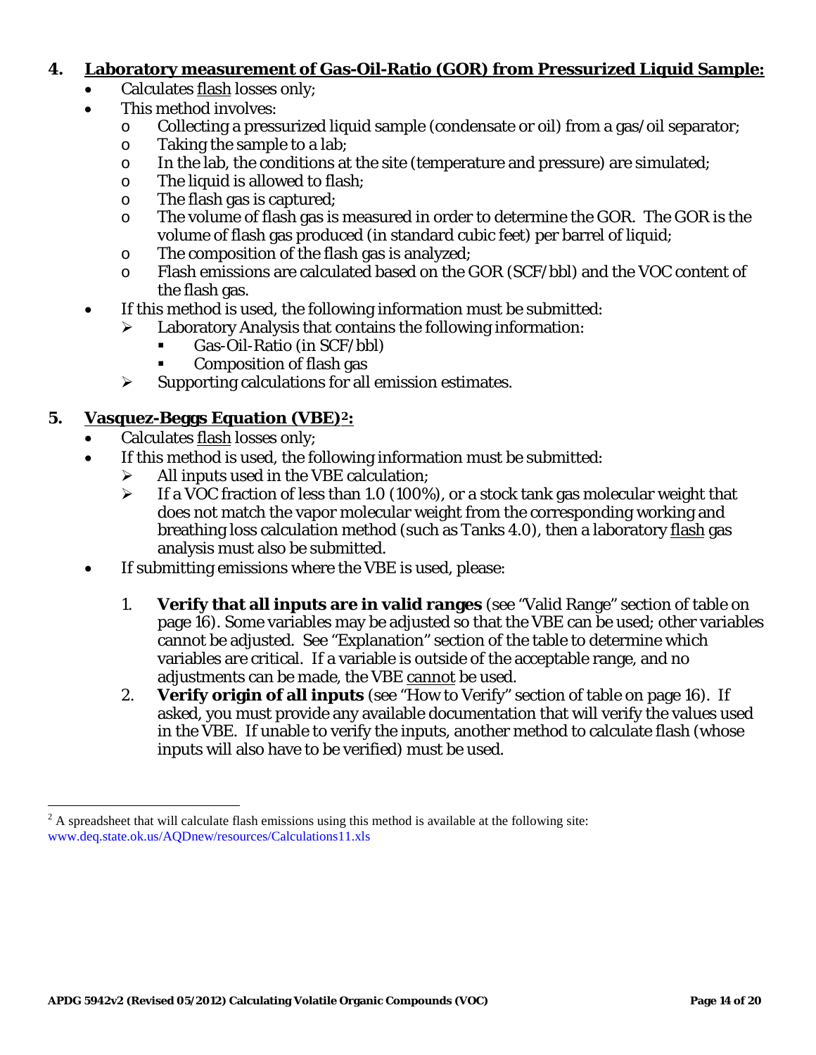## 4. Laboratory measurement of Gas-Oil-Ratio (GOR) from Pressurized Liquid Sample:

- Calculates flash losses only;
- This method involves:
  - Collecting a pressurized liquid sample (condensate or oil) from a gas/oil separator;
  - Taking the sample to a lab;
  - In the lab, the conditions at the site (temperature and pressure) are simulated;
  - The liquid is allowed to flash;
  - The flash gas is captured;
  - The volume of flash gas is measured in order to determine the GOR. The GOR is the volume of flash gas produced (in standard cubic feet) per barrel of liquid;
  - The composition of the flash gas is analyzed;
  - Flash emissions are calculated based on the GOR (SCF/bbl) and the VOC content of the flash gas.
- If this method is used, the following information must be submitted:
  - Laboratory Analysis that contains the following information:
    - Gas-Oil-Ratio (in SCF/bbl)
    - Composition of flash gas
  - Supporting calculations for all emission estimates.

## 5. Vasquez-Beggs Equation (VBE)[2]:

- Calculates flash losses only;
- If this method is used, the following information must be submitted:
  - All inputs used in the VBE calculation;
  - If a VOC fraction of less than 1.0 (100%), or a stock tank gas molecular weight that does not match the vapor molecular weight from the corresponding working and breathing loss calculation method (such as Tanks 4.0), then a laboratory flash gas analysis must also be submitted.
- If submitting emissions where the VBE is used, please:

  1. **Verify that all inputs are in valid ranges** (see "Valid Range" section of table on page 16). Some variables may be adjusted so that the VBE can be used; other variables cannot be adjusted. See "Explanation" section of the table to determine which variables are critical. If a variable is outside of the acceptable range, and no adjustments can be made, the VBE cannot be used.
  2. **Verify origin of all inputs** (see "How to Verify" section of table on page 16). If asked, you must provide any available documentation that will verify the values used in the VBE. If unable to verify the inputs, another method to calculate flash (whose inputs will also have to be verified) must be used.

---

[2] A spreadsheet that will calculate flash emissions using this method is available at the following site: www.deq.state.ok.us/AQDnew/resources/Calculations11.xls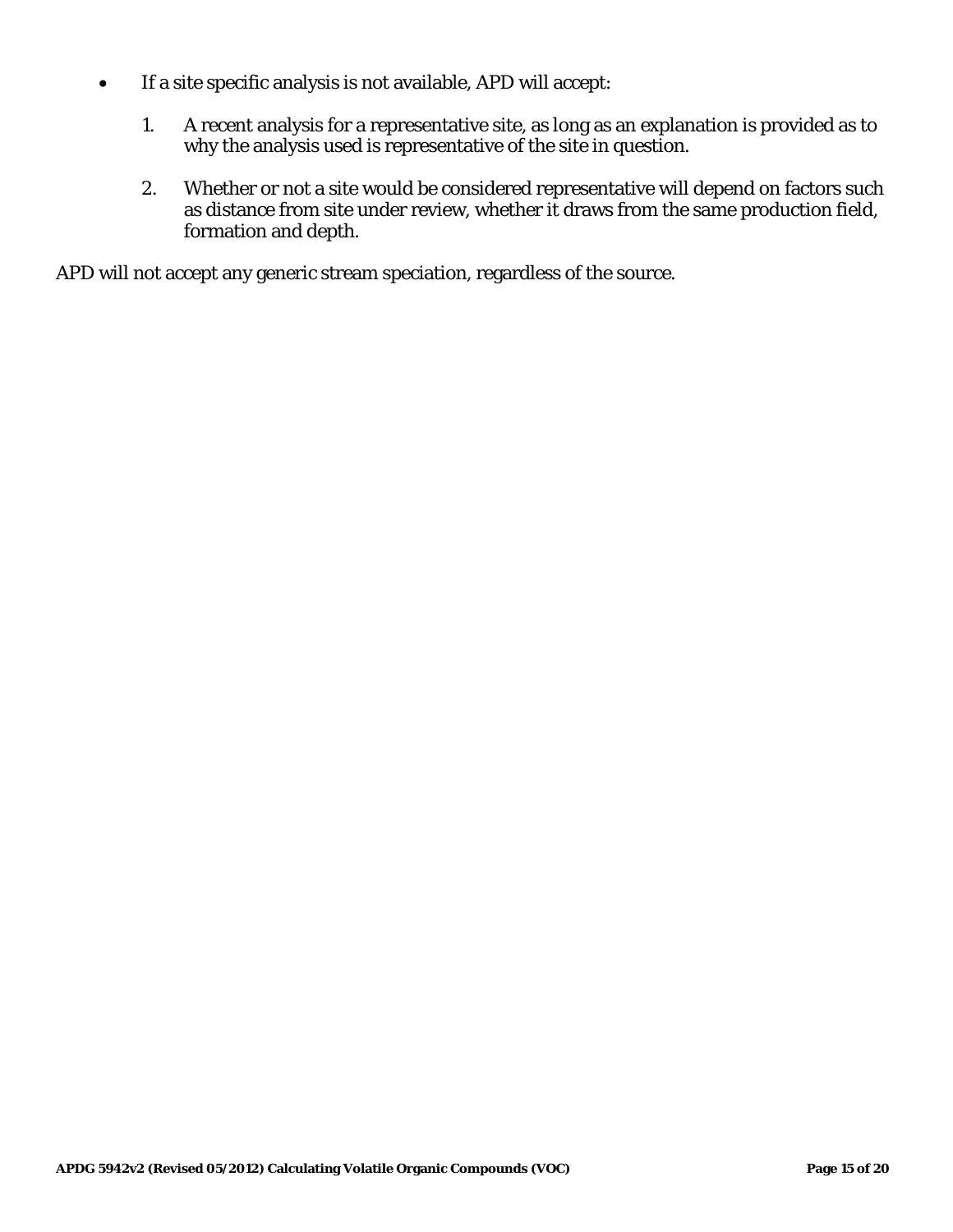- If a site specific analysis is not available, APD will accept:

    1. A recent analysis for a representative site, as long as an explanation is provided as to why the analysis used is representative of the site in question.

    2. Whether or not a site would be considered representative will depend on factors such as distance from site under review, whether it draws from the same production field, formation and depth.

APD will not accept any generic stream speciation, regardless of the source.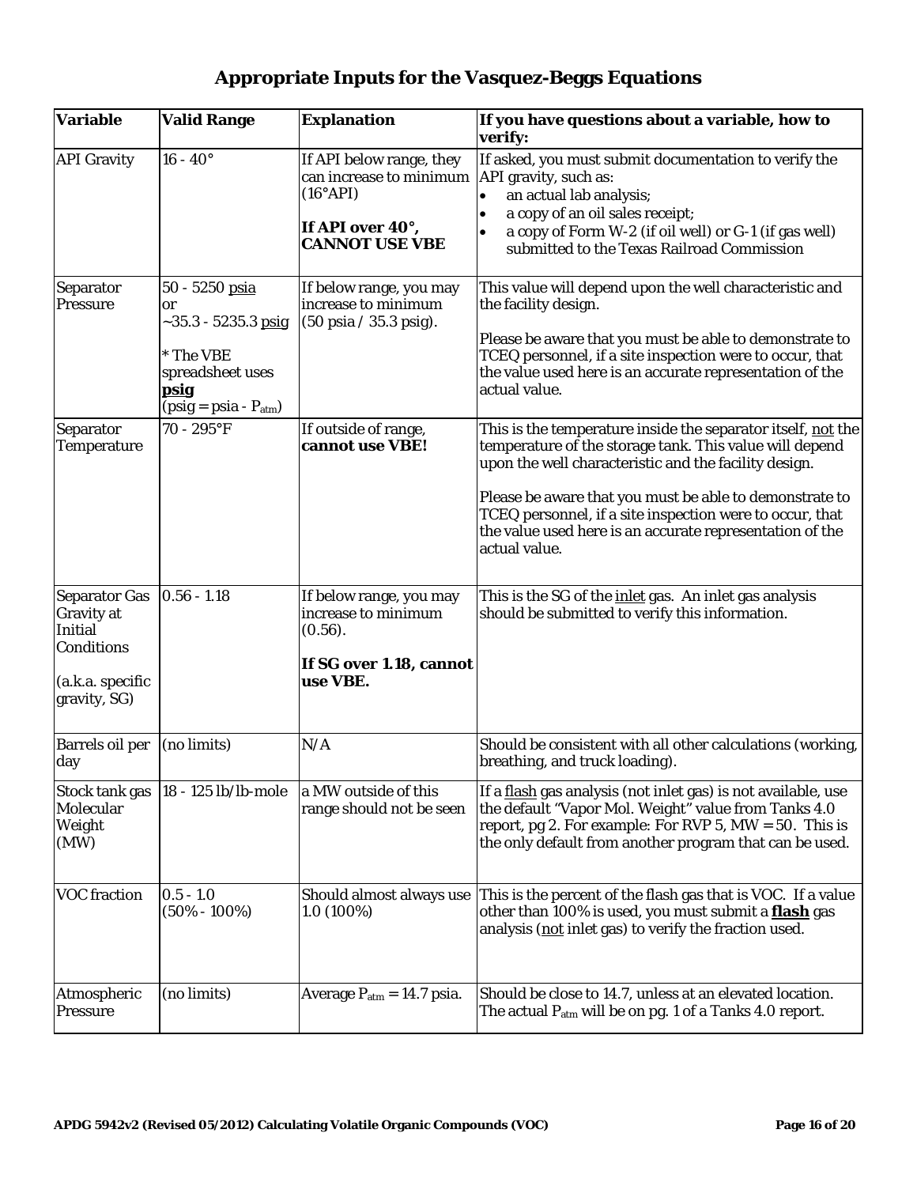# Appropriate Inputs for the Vasquez-Beggs Equations

| Variable | Valid Range | Explanation | If you have questions about a variable, how to verify: |
|---|---|---|---|
| API Gravity | 16 - 40° | If API below range, they can increase to minimum (16°API)<br><br>**If API over 40°, CANNOT USE VBE** | If asked, you must submit documentation to verify the API gravity, such as:<br>• an actual lab analysis;<br>• a copy of an oil sales receipt;<br>• a copy of Form W-2 (if oil well) or G-1 (if gas well) submitted to the Texas Railroad Commission |
| Separator Pressure | 50 - 5250 psia<br>or<br>~35.3 - 5235.3 psig<br><br>* The VBE spreadsheet uses **psig**<br>(psig = psia - $P_{atm}$) | If below range, you may increase to minimum (50 psia / 35.3 psig). | This value will depend upon the well characteristic and the facility design.<br><br>Please be aware that you must be able to demonstrate to TCEQ personnel, if a site inspection were to occur, that the value used here is an accurate representation of the actual value. |
| Separator Temperature | 70 - 295°F | If outside of range, **cannot use VBE!** | This is the temperature inside the separator itself, not the temperature of the storage tank. This value will depend upon the well characteristic and the facility design.<br><br>Please be aware that you must be able to demonstrate to TCEQ personnel, if a site inspection were to occur, that the value used here is an accurate representation of the actual value. |
| Separator Gas Gravity at Initial Conditions<br><br>(a.k.a. specific gravity, SG) | 0.56 - 1.18 | If below range, you may increase to minimum (0.56).<br><br>**If SG over 1.18, cannot use VBE.** | This is the SG of the inlet gas. An inlet gas analysis should be submitted to verify this information. |
| Barrels oil per day | (no limits) | N/A | Should be consistent with all other calculations (working, breathing, and truck loading). |
| Stock tank gas Molecular Weight (MW) | 18 - 125 lb/lb-mole | a MW outside of this range should not be seen | If a flash gas analysis (not inlet gas) is not available, use the default "Vapor Mol. Weight" value from Tanks 4.0 report, pg 2. For example: For RVP 5, MW = 50. This is the only default from another program that can be used. |
| VOC fraction | 0.5 - 1.0<br>(50% - 100%) | Should almost always use 1.0 (100%) | This is the percent of the flash gas that is VOC. If a value other than 100% is used, you must submit a **flash** gas analysis (not inlet gas) to verify the fraction used. |
| Atmospheric Pressure | (no limits) | Average $P_{atm}$ = 14.7 psia. | Should be close to 14.7, unless at an elevated location. The actual $P_{atm}$ will be on pg. 1 of a Tanks 4.0 report. |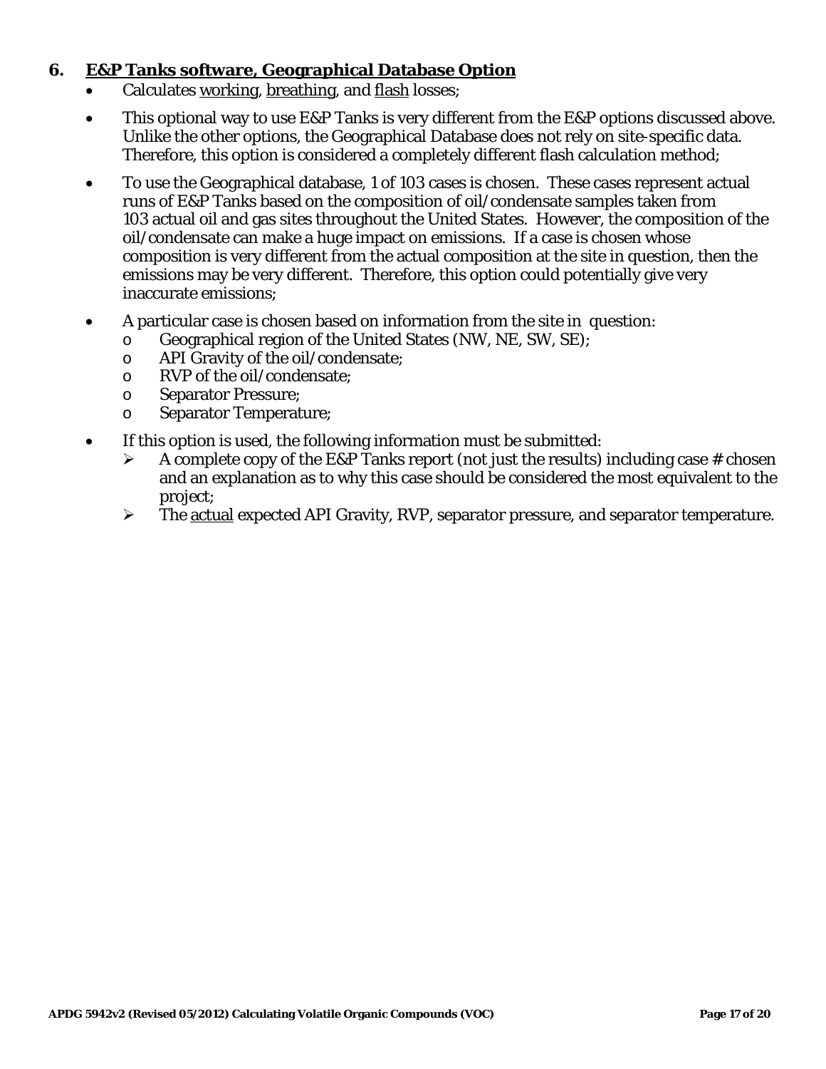## 6. E&P Tanks software, Geographical Database Option

- Calculates working, breathing, and flash losses;
- This optional way to use E&P Tanks is very different from the E&P options discussed above. Unlike the other options, the Geographical Database does not rely on site-specific data. Therefore, this option is considered a completely different flash calculation method;
- To use the Geographical database, 1 of 103 cases is chosen. These cases represent actual runs of E&P Tanks based on the composition of oil/condensate samples taken from 103 actual oil and gas sites throughout the United States. However, the composition of the oil/condensate can make a huge impact on emissions. If a case is chosen whose composition is very different from the actual composition at the site in question, then the emissions may be very different. Therefore, this option could potentially give very inaccurate emissions;
- A particular case is chosen based on information from the site in question:
  - Geographical region of the United States (NW, NE, SW, SE);
  - API Gravity of the oil/condensate;
  - RVP of the oil/condensate;
  - Separator Pressure;
  - Separator Temperature;
- If this option is used, the following information must be submitted:
  - A complete copy of the E&P Tanks report (not just the results) including case # chosen and an explanation as to why this case should be considered the most equivalent to the project;
  - The actual expected API Gravity, RVP, separator pressure, and separator temperature.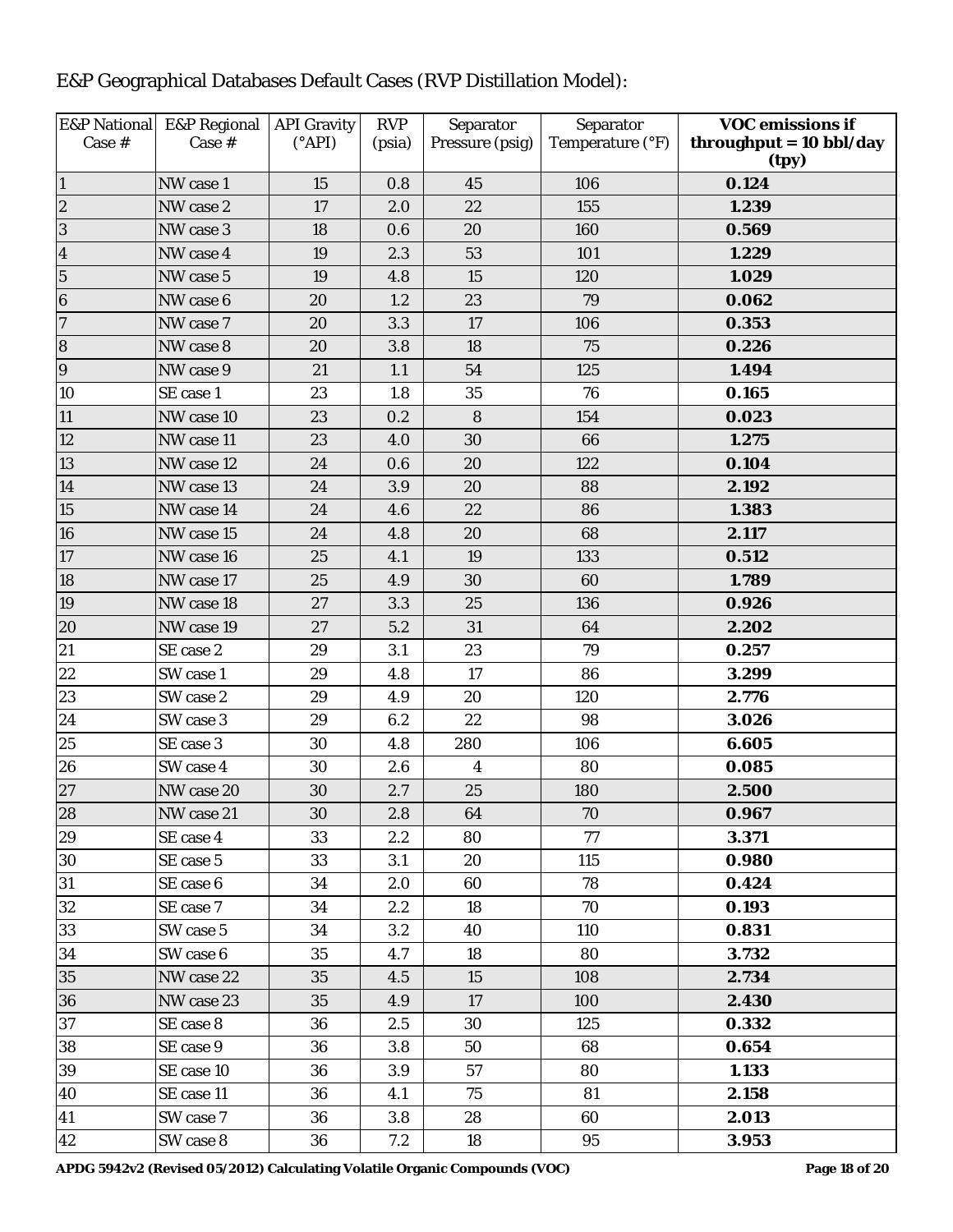E&P Geographical Databases Default Cases (RVP Distillation Model):

| E&P National Case # | E&P Regional Case # | API Gravity (°API) | RVP (psia) | Separator Pressure (psig) | Separator Temperature (°F) | **VOC emissions if throughput = 10 bbl/day (tpy)** |
|---|---|---|---|---|---|---|
| 1 | NW case 1 | 15 | 0.8 | 45 | 106 | **0.124** |
| 2 | NW case 2 | 17 | 2.0 | 22 | 155 | **1.239** |
| 3 | NW case 3 | 18 | 0.6 | 20 | 160 | **0.569** |
| 4 | NW case 4 | 19 | 2.3 | 53 | 101 | **1.229** |
| 5 | NW case 5 | 19 | 4.8 | 15 | 120 | **1.029** |
| 6 | NW case 6 | 20 | 1.2 | 23 | 79 | **0.062** |
| 7 | NW case 7 | 20 | 3.3 | 17 | 106 | **0.353** |
| 8 | NW case 8 | 20 | 3.8 | 18 | 75 | **0.226** |
| 9 | NW case 9 | 21 | 1.1 | 54 | 125 | **1.494** |
| 10 | SE case 1 | 23 | 1.8 | 35 | 76 | **0.165** |
| 11 | NW case 10 | 23 | 0.2 | 8 | 154 | **0.023** |
| 12 | NW case 11 | 23 | 4.0 | 30 | 66 | **1.275** |
| 13 | NW case 12 | 24 | 0.6 | 20 | 122 | **0.104** |
| 14 | NW case 13 | 24 | 3.9 | 20 | 88 | **2.192** |
| 15 | NW case 14 | 24 | 4.6 | 22 | 86 | **1.383** |
| 16 | NW case 15 | 24 | 4.8 | 20 | 68 | **2.117** |
| 17 | NW case 16 | 25 | 4.1 | 19 | 133 | **0.512** |
| 18 | NW case 17 | 25 | 4.9 | 30 | 60 | **1.789** |
| 19 | NW case 18 | 27 | 3.3 | 25 | 136 | **0.926** |
| 20 | NW case 19 | 27 | 5.2 | 31 | 64 | **2.202** |
| 21 | SE case 2 | 29 | 3.1 | 23 | 79 | **0.257** |
| 22 | SW case 1 | 29 | 4.8 | 17 | 86 | **3.299** |
| 23 | SW case 2 | 29 | 4.9 | 20 | 120 | **2.776** |
| 24 | SW case 3 | 29 | 6.2 | 22 | 98 | **3.026** |
| 25 | SE case 3 | 30 | 4.8 | 280 | 106 | **6.605** |
| 26 | SW case 4 | 30 | 2.6 | 4 | 80 | **0.085** |
| 27 | NW case 20 | 30 | 2.7 | 25 | 180 | **2.500** |
| 28 | NW case 21 | 30 | 2.8 | 64 | 70 | **0.967** |
| 29 | SE case 4 | 33 | 2.2 | 80 | 77 | **3.371** |
| 30 | SE case 5 | 33 | 3.1 | 20 | 115 | **0.980** |
| 31 | SE case 6 | 34 | 2.0 | 60 | 78 | **0.424** |
| 32 | SE case 7 | 34 | 2.2 | 18 | 70 | **0.193** |
| 33 | SW case 5 | 34 | 3.2 | 40 | 110 | **0.831** |
| 34 | SW case 6 | 35 | 4.7 | 18 | 80 | **3.732** |
| 35 | NW case 22 | 35 | 4.5 | 15 | 108 | **2.734** |
| 36 | NW case 23 | 35 | 4.9 | 17 | 100 | **2.430** |
| 37 | SE case 8 | 36 | 2.5 | 30 | 125 | **0.332** |
| 38 | SE case 9 | 36 | 3.8 | 50 | 68 | **0.654** |
| 39 | SE case 10 | 36 | 3.9 | 57 | 80 | **1.133** |
| 40 | SE case 11 | 36 | 4.1 | 75 | 81 | **2.158** |
| 41 | SW case 7 | 36 | 3.8 | 28 | 60 | **2.013** |
| 42 | SW case 8 | 36 | 7.2 | 18 | 95 | **3.953** |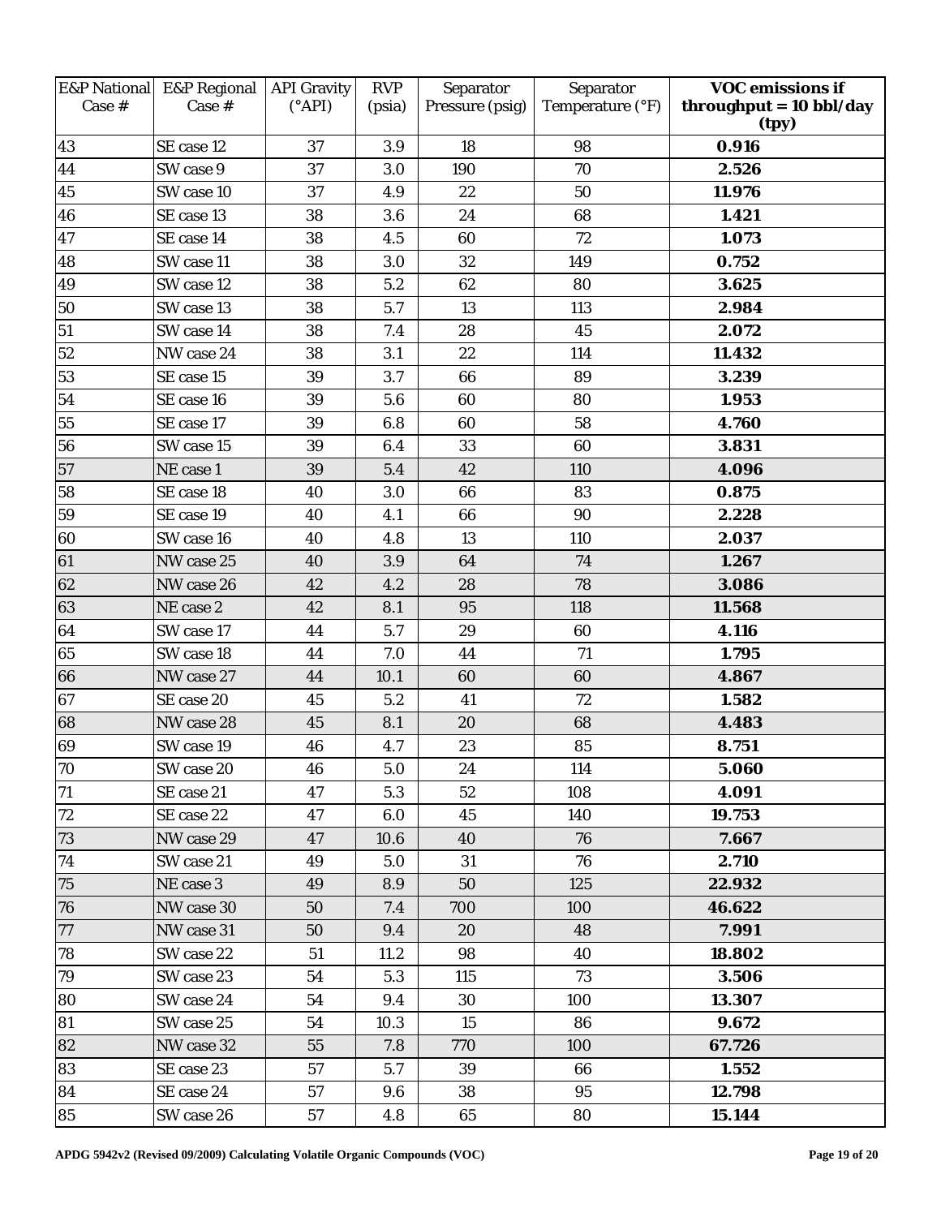| E&P National Case # | E&P Regional Case # | API Gravity (°API) | RVP (psia) | Separator Pressure (psig) | Separator Temperature (°F) | VOC emissions if throughput = 10 bbl/day (tpy) |
|---|---|---|---|---|---|---|
| 43 | SE case 12 | 37 | 3.9 | 18 | 98 | **0.916** |
| 44 | SW case 9 | 37 | 3.0 | 190 | 70 | **2.526** |
| 45 | SW case 10 | 37 | 4.9 | 22 | 50 | **11.976** |
| 46 | SE case 13 | 38 | 3.6 | 24 | 68 | **1.421** |
| 47 | SE case 14 | 38 | 4.5 | 60 | 72 | **1.073** |
| 48 | SW case 11 | 38 | 3.0 | 32 | 149 | **0.752** |
| 49 | SW case 12 | 38 | 5.2 | 62 | 80 | **3.625** |
| 50 | SW case 13 | 38 | 5.7 | 13 | 113 | **2.984** |
| 51 | SW case 14 | 38 | 7.4 | 28 | 45 | **2.072** |
| 52 | NW case 24 | 38 | 3.1 | 22 | 114 | **11.432** |
| 53 | SE case 15 | 39 | 3.7 | 66 | 89 | **3.239** |
| 54 | SE case 16 | 39 | 5.6 | 60 | 80 | **1.953** |
| 55 | SE case 17 | 39 | 6.8 | 60 | 58 | **4.760** |
| 56 | SW case 15 | 39 | 6.4 | 33 | 60 | **3.831** |
| 57 | NE case 1 | 39 | 5.4 | 42 | 110 | **4.096** |
| 58 | SE case 18 | 40 | 3.0 | 66 | 83 | **0.875** |
| 59 | SE case 19 | 40 | 4.1 | 66 | 90 | **2.228** |
| 60 | SW case 16 | 40 | 4.8 | 13 | 110 | **2.037** |
| 61 | NW case 25 | 40 | 3.9 | 64 | 74 | **1.267** |
| 62 | NW case 26 | 42 | 4.2 | 28 | 78 | **3.086** |
| 63 | NE case 2 | 42 | 8.1 | 95 | 118 | **11.568** |
| 64 | SW case 17 | 44 | 5.7 | 29 | 60 | **4.116** |
| 65 | SW case 18 | 44 | 7.0 | 44 | 71 | **1.795** |
| 66 | NW case 27 | 44 | 10.1 | 60 | 60 | **4.867** |
| 67 | SE case 20 | 45 | 5.2 | 41 | 72 | **1.582** |
| 68 | NW case 28 | 45 | 8.1 | 20 | 68 | **4.483** |
| 69 | SW case 19 | 46 | 4.7 | 23 | 85 | **8.751** |
| 70 | SW case 20 | 46 | 5.0 | 24 | 114 | **5.060** |
| 71 | SE case 21 | 47 | 5.3 | 52 | 108 | **4.091** |
| 72 | SE case 22 | 47 | 6.0 | 45 | 140 | **19.753** |
| 73 | NW case 29 | 47 | 10.6 | 40 | 76 | **7.667** |
| 74 | SW case 21 | 49 | 5.0 | 31 | 76 | **2.710** |
| 75 | NE case 3 | 49 | 8.9 | 50 | 125 | **22.932** |
| 76 | NW case 30 | 50 | 7.4 | 700 | 100 | **46.622** |
| 77 | NW case 31 | 50 | 9.4 | 20 | 48 | **7.991** |
| 78 | SW case 22 | 51 | 11.2 | 98 | 40 | **18.802** |
| 79 | SW case 23 | 54 | 5.3 | 115 | 73 | **3.506** |
| 80 | SW case 24 | 54 | 9.4 | 30 | 100 | **13.307** |
| 81 | SW case 25 | 54 | 10.3 | 15 | 86 | **9.672** |
| 82 | NW case 32 | 55 | 7.8 | 770 | 100 | **67.726** |
| 83 | SE case 23 | 57 | 5.7 | 39 | 66 | **1.552** |
| 84 | SE case 24 | 57 | 9.6 | 38 | 95 | **12.798** |
| 85 | SW case 26 | 57 | 4.8 | 65 | 80 | **15.144** |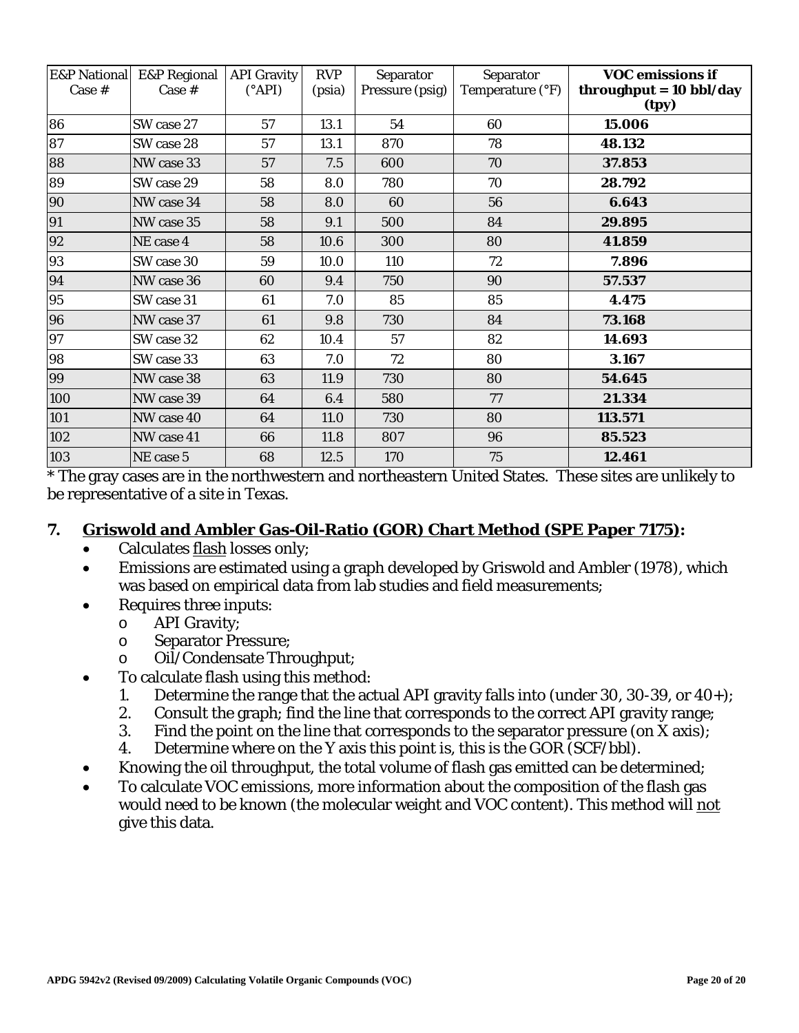| E&P National Case # | E&P Regional Case # | API Gravity (°API) | RVP (psia) | Separator Pressure (psig) | Separator Temperature (°F) | **VOC emissions if throughput = 10 bbl/day (tpy)** |
|---|---|---|---|---|---|---|
| 86 | SW case 27 | 57 | 13.1 | 54 | 60 | **15.006** |
| 87 | SW case 28 | 57 | 13.1 | 870 | 78 | **48.132** |
| 88 | NW case 33 | 57 | 7.5 | 600 | 70 | **37.853** |
| 89 | SW case 29 | 58 | 8.0 | 780 | 70 | **28.792** |
| 90 | NW case 34 | 58 | 8.0 | 60 | 56 | **6.643** |
| 91 | NW case 35 | 58 | 9.1 | 500 | 84 | **29.895** |
| 92 | NE case 4 | 58 | 10.6 | 300 | 80 | **41.859** |
| 93 | SW case 30 | 59 | 10.0 | 110 | 72 | **7.896** |
| 94 | NW case 36 | 60 | 9.4 | 750 | 90 | **57.537** |
| 95 | SW case 31 | 61 | 7.0 | 85 | 85 | **4.475** |
| 96 | NW case 37 | 61 | 9.8 | 730 | 84 | **73.168** |
| 97 | SW case 32 | 62 | 10.4 | 57 | 82 | **14.693** |
| 98 | SW case 33 | 63 | 7.0 | 72 | 80 | **3.167** |
| 99 | NW case 38 | 63 | 11.9 | 730 | 80 | **54.645** |
| 100 | NW case 39 | 64 | 6.4 | 580 | 77 | **21.334** |
| 101 | NW case 40 | 64 | 11.0 | 730 | 80 | **113.571** |
| 102 | NW case 41 | 66 | 11.8 | 807 | 96 | **85.523** |
| 103 | NE case 5 | 68 | 12.5 | 170 | 75 | **12.461** |

* The gray cases are in the northwestern and northeastern United States. These sites are unlikely to be representative of a site in Texas.

## 7. Griswold and Ambler Gas-Oil-Ratio (GOR) Chart Method (SPE Paper 7175):

- Calculates flash losses only;
- Emissions are estimated using a graph developed by Griswold and Ambler (1978), which was based on empirical data from lab studies and field measurements;
- Requires three inputs:
  - API Gravity;
  - Separator Pressure;
  - Oil/Condensate Throughput;
- To calculate flash using this method:
  1. Determine the range that the actual API gravity falls into (under 30, 30-39, or 40+);
  2. Consult the graph; find the line that corresponds to the correct API gravity range;
  3. Find the point on the line that corresponds to the separator pressure (on X axis);
  4. Determine where on the Y axis this point is, this is the GOR (SCF/bbl).
- Knowing the oil throughput, the total volume of flash gas emitted can be determined;
- To calculate VOC emissions, more information about the composition of the flash gas would need to be known (the molecular weight and VOC content). This method will not give this data.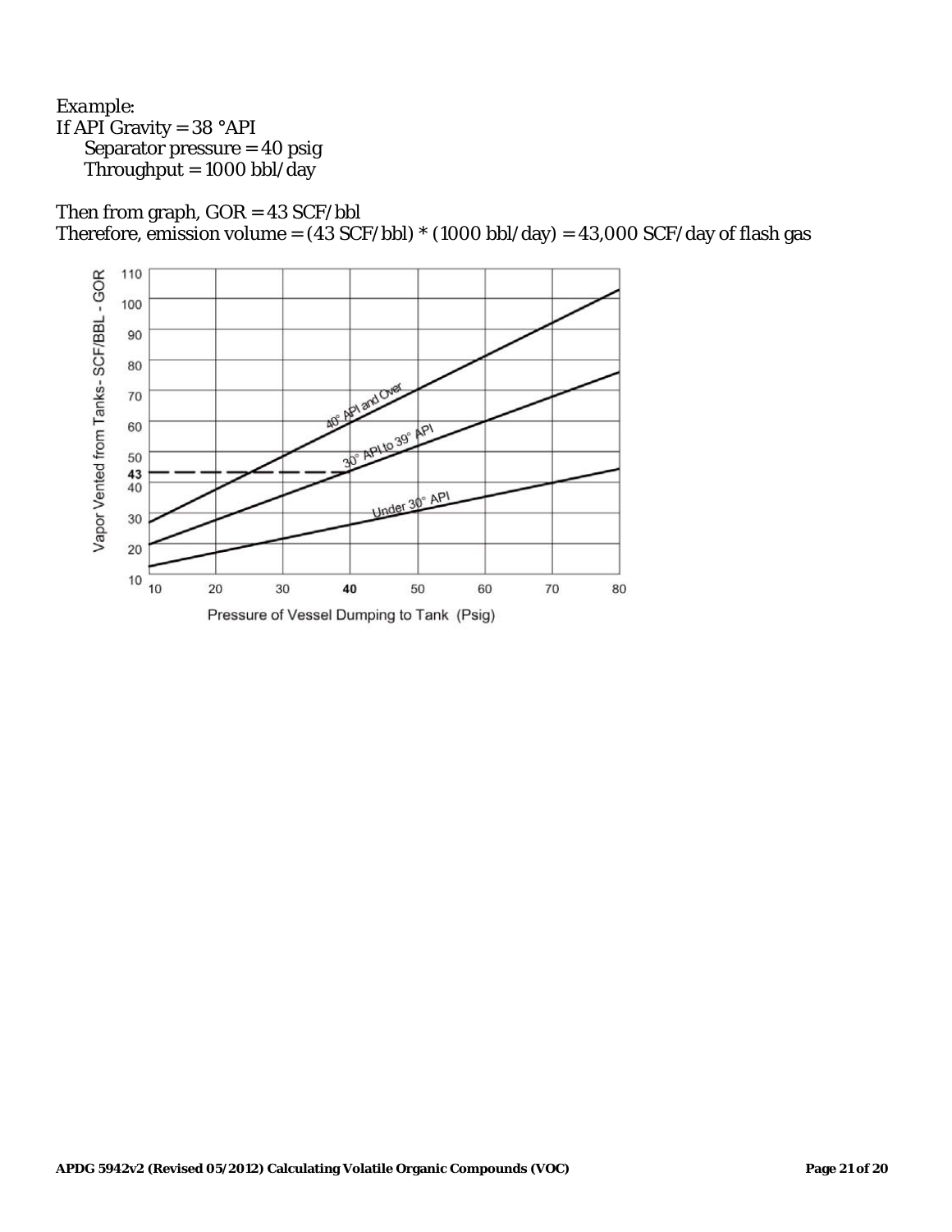*Example:*
If API Gravity = 38 °API
Separator pressure = 40 psig
Throughput = 1000 bbl/day

Then from graph, GOR = 43 SCF/bbl
Therefore, emission volume = (43 SCF/bbl) * (1000 bbl/day) = 43,000 SCF/day of flash gas

Vapor Vented from Tanks - SCF/BBL - GOR

110
100
90
80
70
60
50
43
40
30
20
10

40° API and Over
30° API to 39° API
Under 30° API

10 20 30 40 50 60 70 80

Pressure of Vessel Dumping to Tank (Psig)